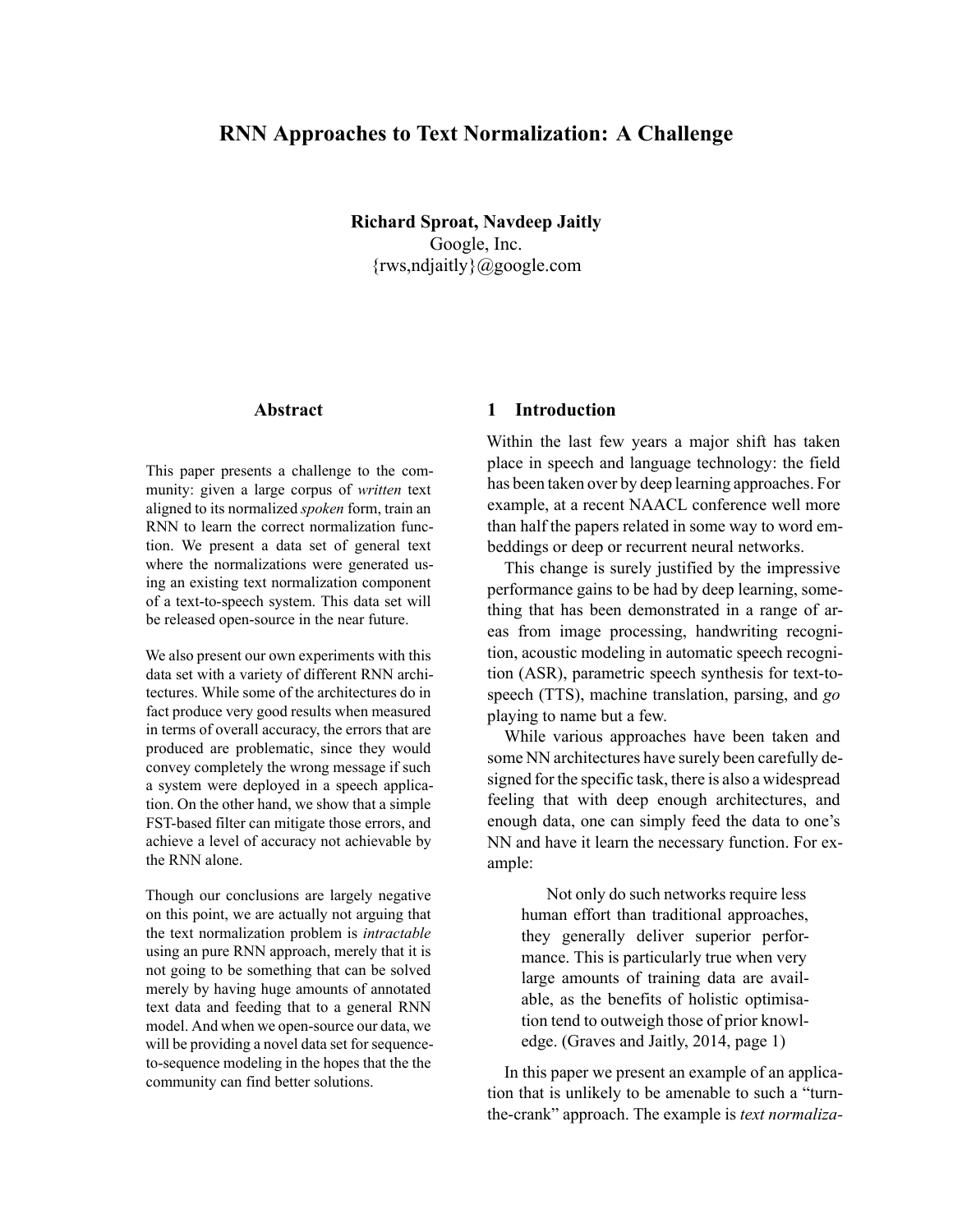# RNN Approaches to Text Normalization: A Challenge

**Richard Sproat, Navdeep Jaitly**
Google, Inc.
{rws,ndjaitly}@google.com

## Abstract

This paper presents a challenge to the community: given a large corpus of *written* text aligned to its normalized *spoken* form, train an RNN to learn the correct normalization function. We present a data set of general text where the normalizations were generated using an existing text normalization component of a text-to-speech system. This data set will be released open-source in the near future.

We also present our own experiments with this data set with a variety of different RNN architectures. While some of the architectures do in fact produce very good results when measured in terms of overall accuracy, the errors that are produced are problematic, since they would convey completely the wrong message if such a system were deployed in a speech application. On the other hand, we show that a simple FST-based filter can mitigate those errors, and achieve a level of accuracy not achievable by the RNN alone.

Though our conclusions are largely negative on this point, we are actually not arguing that the text normalization problem is *intractable* using an pure RNN approach, merely that it is not going to be something that can be solved merely by having huge amounts of annotated text data and feeding that to a general RNN model. And when we open-source our data, we will be providing a novel data set for sequence-to-sequence modeling in the hopes that the the community can find better solutions.

## 1 Introduction

Within the last few years a major shift has taken place in speech and language technology: the field has been taken over by deep learning approaches. For example, at a recent NAACL conference well more than half the papers related in some way to word embeddings or deep or recurrent neural networks.

This change is surely justified by the impressive performance gains to be had by deep learning, something that has been demonstrated in a range of areas from image processing, handwriting recognition, acoustic modeling in automatic speech recognition (ASR), parametric speech synthesis for text-to-speech (TTS), machine translation, parsing, and *go* playing to name but a few.

While various approaches have been taken and some NN architectures have surely been carefully designed for the specific task, there is also a widespread feeling that with deep enough architectures, and enough data, one can simply feed the data to one's NN and have it learn the necessary function. For example:

> Not only do such networks require less human effort than traditional approaches, they generally deliver superior performance. This is particularly true when very large amounts of training data are available, as the benefits of holistic optimisation tend to outweigh those of prior knowledge. (Graves and Jaitly, 2014, page 1)

In this paper we present an example of an application that is unlikely to be amenable to such a "turn-the-crank" approach. The example is *text normaliza-*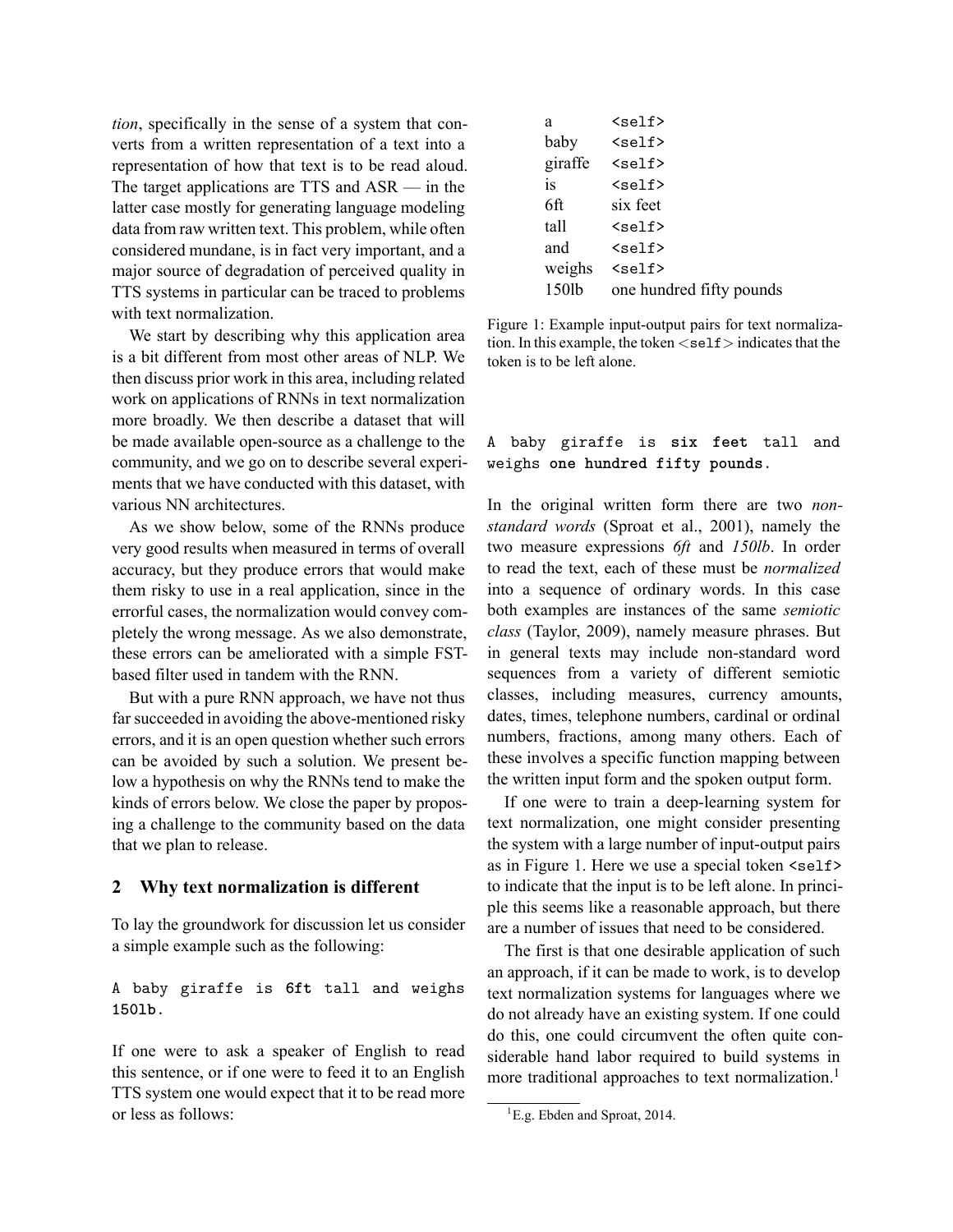*tion*, specifically in the sense of a system that converts from a written representation of a text into a representation of how that text is to be read aloud. The target applications are TTS and ASR — in the latter case mostly for generating language modeling data from raw written text. This problem, while often considered mundane, is in fact very important, and a major source of degradation of perceived quality in TTS systems in particular can be traced to problems with text normalization.

We start by describing why this application area is a bit different from most other areas of NLP. We then discuss prior work in this area, including related work on applications of RNNs in text normalization more broadly. We then describe a dataset that will be made available open-source as a challenge to the community, and we go on to describe several experiments that we have conducted with this dataset, with various NN architectures.

As we show below, some of the RNNs produce very good results when measured in terms of overall accuracy, but they produce errors that would make them risky to use in a real application, since in the errorful cases, the normalization would convey completely the wrong message. As we also demonstrate, these errors can be ameliorated with a simple FST-based filter used in tandem with the RNN.

But with a pure RNN approach, we have not thus far succeeded in avoiding the above-mentioned risky errors, and it is an open question whether such errors can be avoided by such a solution. We present below a hypothesis on why the RNNs tend to make the kinds of errors below. We close the paper by proposing a challenge to the community based on the data that we plan to release.

## 2 Why text normalization is different

To lay the groundwork for discussion let us consider a simple example such as the following:

```
A baby giraffe is 6ft tall and weighs
150lb.
```

If one were to ask a speaker of English to read this sentence, or if one were to feed it to an English TTS system one would expect that it to be read more or less as follows:

| | |
|---|---|
| a | `<self>` |
| baby | `<self>` |
| giraffe | `<self>` |
| is | `<self>` |
| 6ft | six feet |
| tall | `<self>` |
| and | `<self>` |
| weighs | `<self>` |
| 150lb | one hundred fifty pounds |

Figure 1: Example input-output pairs for text normalization. In this example, the token <self> indicates that the token is to be left alone.

```
A baby giraffe is six feet tall and
weighs one hundred fifty pounds.
```

In the original written form there are two *non-standard words* (Sproat et al., 2001), namely the two measure expressions *6ft* and *150lb*. In order to read the text, each of these must be *normalized* into a sequence of ordinary words. In this case both examples are instances of the same *semiotic class* (Taylor, 2009), namely measure phrases. But in general texts may include non-standard word sequences from a variety of different semiotic classes, including measures, currency amounts, dates, times, telephone numbers, cardinal or ordinal numbers, fractions, among many others. Each of these involves a specific function mapping between the written input form and the spoken output form.

If one were to train a deep-learning system for text normalization, one might consider presenting the system with a large number of input-output pairs as in Figure 1. Here we use a special token `<self>` to indicate that the input is to be left alone. In principle this seems like a reasonable approach, but there are a number of issues that need to be considered.

The first is that one desirable application of such an approach, if it can be made to work, is to develop text normalization systems for languages where we do not already have an existing system. If one could do this, one could circumvent the often quite considerable hand labor required to build systems in more traditional approaches to text normalization.[1]

[1] E.g. Ebden and Sproat, 2014.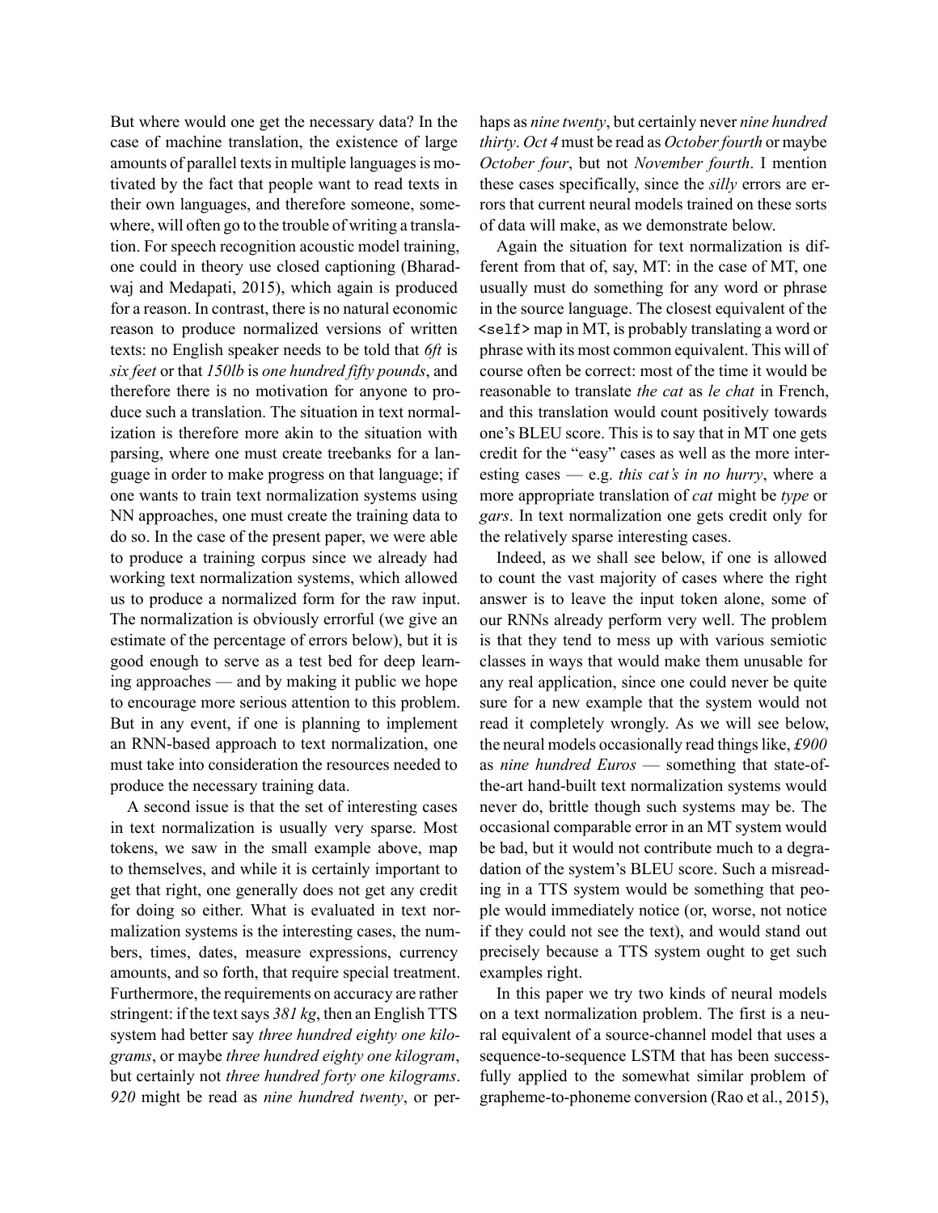But where would one get the necessary data? In the case of machine translation, the existence of large amounts of parallel texts in multiple languages is motivated by the fact that people want to read texts in their own languages, and therefore someone, somewhere, will often go to the trouble of writing a translation. For speech recognition acoustic model training, one could in theory use closed captioning (Bharadwaj and Medapati, 2015), which again is produced for a reason. In contrast, there is no natural economic reason to produce normalized versions of written texts: no English speaker needs to be told that *6ft* is *six feet* or that *150lb* is *one hundred fifty pounds*, and therefore there is no motivation for anyone to produce such a translation. The situation in text normalization is therefore more akin to the situation with parsing, where one must create treebanks for a language in order to make progress on that language; if one wants to train text normalization systems using NN approaches, one must create the training data to do so. In the case of the present paper, we were able to produce a training corpus since we already had working text normalization systems, which allowed us to produce a normalized form for the raw input. The normalization is obviously errorful (we give an estimate of the percentage of errors below), but it is good enough to serve as a test bed for deep learning approaches — and by making it public we hope to encourage more serious attention to this problem. But in any event, if one is planning to implement an RNN-based approach to text normalization, one must take into consideration the resources needed to produce the necessary training data.

A second issue is that the set of interesting cases in text normalization is usually very sparse. Most tokens, we saw in the small example above, map to themselves, and while it is certainly important to get that right, one generally does not get any credit for doing so either. What is evaluated in text normalization systems is the interesting cases, the numbers, times, dates, measure expressions, currency amounts, and so forth, that require special treatment. Furthermore, the requirements on accuracy are rather stringent: if the text says *381 kg*, then an English TTS system had better say *three hundred eighty one kilograms*, or maybe *three hundred eighty one kilogram*, but certainly not *three hundred forty one kilograms*. *920* might be read as *nine hundred twenty*, or perhaps as *nine twenty*, but certainly never *nine hundred thirty*. *Oct 4* must be read as *October fourth* or maybe *October four*, but not *November fourth*. I mention these cases specifically, since the *silly* errors are errors that current neural models trained on these sorts of data will make, as we demonstrate below.

Again the situation for text normalization is different from that of, say, MT: in the case of MT, one usually must do something for any word or phrase in the source language. The closest equivalent of the `<self>` map in MT, is probably translating a word or phrase with its most common equivalent. This will of course often be correct: most of the time it would be reasonable to translate *the cat* as *le chat* in French, and this translation would count positively towards one's BLEU score. This is to say that in MT one gets credit for the "easy" cases as well as the more interesting cases — e.g. *this cat's in no hurry*, where a more appropriate translation of *cat* might be *type* or *gars*. In text normalization one gets credit only for the relatively sparse interesting cases.

Indeed, as we shall see below, if one is allowed to count the vast majority of cases where the right answer is to leave the input token alone, some of our RNNs already perform very well. The problem is that they tend to mess up with various semiotic classes in ways that would make them unusable for any real application, since one could never be quite sure for a new example that the system would not read it completely wrongly. As we will see below, the neural models occasionally read things like, *£900* as *nine hundred Euros* — something that state-of-the-art hand-built text normalization systems would never do, brittle though such systems may be. The occasional comparable error in an MT system would be bad, but it would not contribute much to a degradation of the system's BLEU score. Such a misreading in a TTS system would be something that people would immediately notice (or, worse, not notice if they could not see the text), and would stand out precisely because a TTS system ought to get such examples right.

In this paper we try two kinds of neural models on a text normalization problem. The first is a neural equivalent of a source-channel model that uses a sequence-to-sequence LSTM that has been successfully applied to the somewhat similar problem of grapheme-to-phoneme conversion (Rao et al., 2015),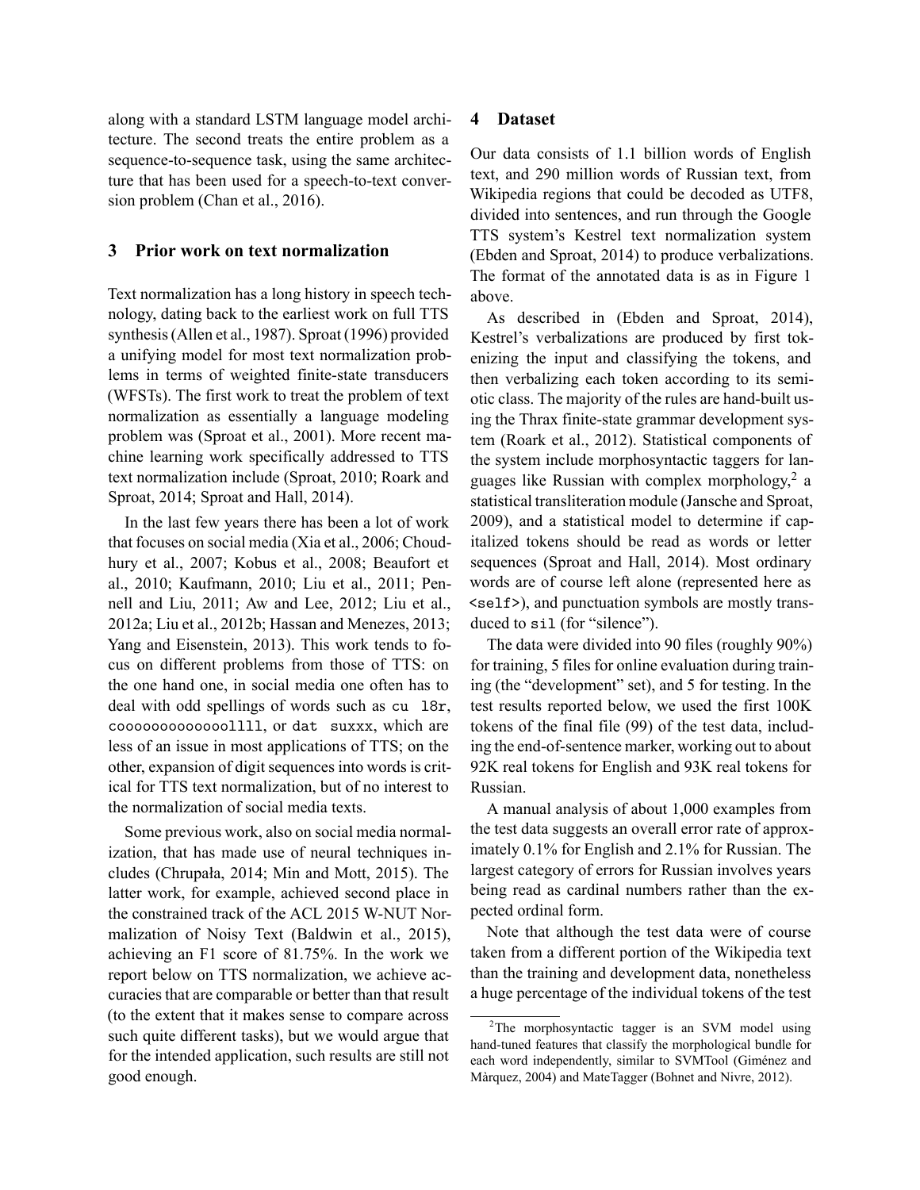along with a standard LSTM language model architecture. The second treats the entire problem as a sequence-to-sequence task, using the same architecture that has been used for a speech-to-text conversion problem (Chan et al., 2016).

## 3 Prior work on text normalization

Text normalization has a long history in speech technology, dating back to the earliest work on full TTS synthesis (Allen et al., 1987). Sproat (1996) provided a unifying model for most text normalization problems in terms of weighted finite-state transducers (WFSTs). The first work to treat the problem of text normalization as essentially a language modeling problem was (Sproat et al., 2001). More recent machine learning work specifically addressed to TTS text normalization include (Sproat, 2010; Roark and Sproat, 2014; Sproat and Hall, 2014).

In the last few years there has been a lot of work that focuses on social media (Xia et al., 2006; Choudhury et al., 2007; Kobus et al., 2008; Beaufort et al., 2010; Kaufmann, 2010; Liu et al., 2011; Pennell and Liu, 2011; Aw and Lee, 2012; Liu et al., 2012a; Liu et al., 2012b; Hassan and Menezes, 2013; Yang and Eisenstein, 2013). This work tends to focus on different problems from those of TTS: on the one hand one, in social media one often has to deal with odd spellings of words such as `cu l8r`, `coooooooooooollll`, or `dat suxxx`, which are less of an issue in most applications of TTS; on the other, expansion of digit sequences into words is critical for TTS text normalization, but of no interest to the normalization of social media texts.

Some previous work, also on social media normalization, that has made use of neural techniques includes (Chrupała, 2014; Min and Mott, 2015). The latter work, for example, achieved second place in the constrained track of the ACL 2015 W-NUT Normalization of Noisy Text (Baldwin et al., 2015), achieving an F1 score of 81.75%. In the work we report below on TTS normalization, we achieve accuracies that are comparable or better than that result (to the extent that it makes sense to compare across such quite different tasks), but we would argue that for the intended application, such results are still not good enough.

## 4 Dataset

Our data consists of 1.1 billion words of English text, and 290 million words of Russian text, from Wikipedia regions that could be decoded as UTF8, divided into sentences, and run through the Google TTS system's Kestrel text normalization system (Ebden and Sproat, 2014) to produce verbalizations. The format of the annotated data is as in Figure 1 above.

As described in (Ebden and Sproat, 2014), Kestrel's verbalizations are produced by first tokenizing the input and classifying the tokens, and then verbalizing each token according to its semiotic class. The majority of the rules are hand-built using the Thrax finite-state grammar development system (Roark et al., 2012). Statistical components of the system include morphosyntactic taggers for languages like Russian with complex morphology,[2] a statistical transliteration module (Jansche and Sproat, 2009), and a statistical model to determine if capitalized tokens should be read as words or letter sequences (Sproat and Hall, 2014). Most ordinary words are of course left alone (represented here as `<self>`), and punctuation symbols are mostly transduced to `sil` (for "silence").

The data were divided into 90 files (roughly 90%) for training, 5 files for online evaluation during training (the "development" set), and 5 for testing. In the test results reported below, we used the first 100K tokens of the final file (99) of the test data, including the end-of-sentence marker, working out to about 92K real tokens for English and 93K real tokens for Russian.

A manual analysis of about 1,000 examples from the test data suggests an overall error rate of approximately 0.1% for English and 2.1% for Russian. The largest category of errors for Russian involves years being read as cardinal numbers rather than the expected ordinal form.

Note that although the test data were of course taken from a different portion of the Wikipedia text than the training and development data, nonetheless a huge percentage of the individual tokens of the test

[2] The morphosyntactic tagger is an SVM model using hand-tuned features that classify the morphological bundle for each word independently, similar to SVMTool (Giménez and Màrquez, 2004) and MateTagger (Bohnet and Nivre, 2012).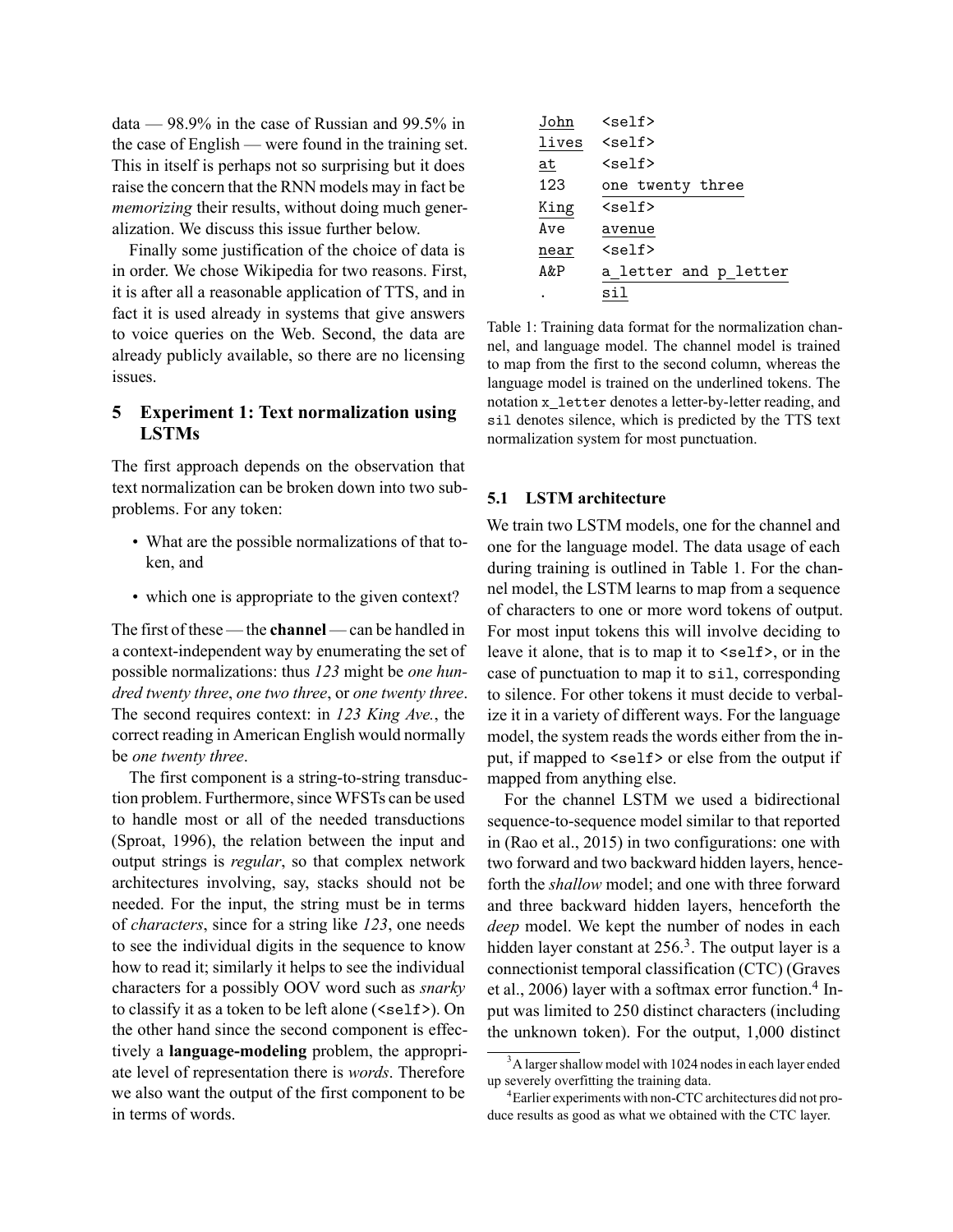data — 98.9% in the case of Russian and 99.5% in the case of English — were found in the training set. This in itself is perhaps not so surprising but it does raise the concern that the RNN models may in fact be *memorizing* their results, without doing much generalization. We discuss this issue further below.

Finally some justification of the choice of data is in order. We chose Wikipedia for two reasons. First, it is after all a reasonable application of TTS, and in fact it is used already in systems that give answers to voice queries on the Web. Second, the data are already publicly available, so there are no licensing issues.

## 5 Experiment 1: Text normalization using LSTMs

The first approach depends on the observation that text normalization can be broken down into two subproblems. For any token:

- What are the possible normalizations of that token, and
- which one is appropriate to the given context?

The first of these — the **channel** — can be handled in a context-independent way by enumerating the set of possible normalizations: thus *123* might be *one hundred twenty three*, *one two three*, or *one twenty three*. The second requires context: in *123 King Ave.*, the correct reading in American English would normally be *one twenty three*.

The first component is a string-to-string transduction problem. Furthermore, since WFSTs can be used to handle most or all of the needed transductions (Sproat, 1996), the relation between the input and output strings is *regular*, so that complex network architectures involving, say, stacks should not be needed. For the input, the string must be in terms of *characters*, since for a string like *123*, one needs to see the individual digits in the sequence to know how to read it; similarly it helps to see the individual characters for a possibly OOV word such as *snarky* to classify it as a token to be left alone (`<self>`). On the other hand since the second component is effectively a **language-modeling** problem, the appropriate level of representation there is *words*. Therefore we also want the output of the first component to be in terms of words.

| | |
|---|---|
| John | `<self>` |
| lives | `<self>` |
| at | `<self>` |
| 123 | one twenty three |
| King | `<self>` |
| Ave | avenue |
| near | `<self>` |
| A&P | a_letter and p_letter |
| . | sil |

Table 1: Training data format for the normalization channel, and language model. The channel model is trained to map from the first to the second column, whereas the language model is trained on the underlined tokens. The notation `x_letter` denotes a letter-by-letter reading, and `sil` denotes silence, which is predicted by the TTS text normalization system for most punctuation.

### 5.1 LSTM architecture

We train two LSTM models, one for the channel and one for the language model. The data usage of each during training is outlined in Table 1. For the channel model, the LSTM learns to map from a sequence of characters to one or more word tokens of output. For most input tokens this will involve deciding to leave it alone, that is to map it to `<self>`, or in the case of punctuation to map it to `sil`, corresponding to silence. For other tokens it must decide to verbalize it in a variety of different ways. For the language model, the system reads the words either from the input, if mapped to `<self>` or else from the output if mapped from anything else.

For the channel LSTM we used a bidirectional sequence-to-sequence model similar to that reported in (Rao et al., 2015) in two configurations: one with two forward and two backward hidden layers, henceforth the *shallow* model; and one with three forward and three backward hidden layers, henceforth the *deep* model. We kept the number of nodes in each hidden layer constant at 256.[3]. The output layer is a connectionist temporal classification (CTC) (Graves et al., 2006) layer with a softmax error function.[4] Input was limited to 250 distinct characters (including the unknown token). For the output, 1,000 distinct

[3] A larger shallow model with 1024 nodes in each layer ended up severely overfitting the training data.

[4] Earlier experiments with non-CTC architectures did not produce results as good as what we obtained with the CTC layer.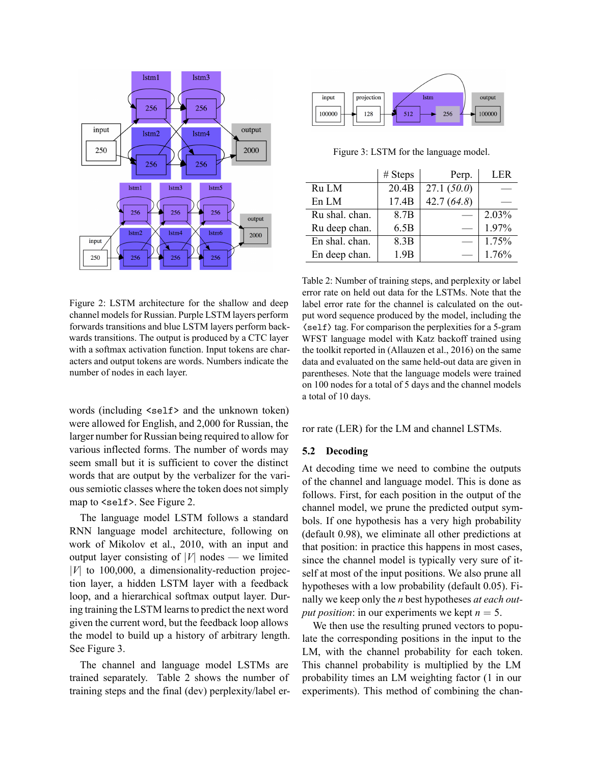Figure 2: LSTM architecture for the shallow and deep channel models for Russian. Purple LSTM layers perform forwards transitions and blue LSTM layers perform backwards transitions. The output is produced by a CTC layer with a softmax activation function. Input tokens are characters and output tokens are words. Numbers indicate the number of nodes in each layer.

words (including `<self>` and the unknown token) were allowed for English, and 2,000 for Russian, the larger number for Russian being required to allow for various inflected forms. The number of words may seem small but it is sufficient to cover the distinct words that are output by the verbalizer for the various semiotic classes where the token does not simply map to `<self>`. See Figure 2.

The language model LSTM follows a standard RNN language model architecture, following on work of Mikolov et al., 2010, with an input and output layer consisting of $|V|$ nodes — we limited $|V|$ to 100,000, a dimensionality-reduction projection layer, a hidden LSTM layer with a feedback loop, and a hierarchical softmax output layer. During training the LSTM learns to predict the next word given the current word, but the feedback loop allows the model to build up a history of arbitrary length. See Figure 3.

The channel and language model LSTMs are trained separately. Table 2 shows the number of training steps and the final (dev) perplexity/label error rate (LER) for the LM and channel LSTMs.

Figure 3: LSTM for the language model.

| | # Steps | Perp. | LER |
|---|---|---|---|
| Ru LM | 20.4B | 27.1 (*50.0*) | — |
| En LM | 17.4B | 42.7 (*64.8*) | — |
| Ru shal. chan. | 8.7B | — | 2.03% |
| Ru deep chan. | 6.5B | — | 1.97% |
| En shal. chan. | 8.3B | — | 1.75% |
| En deep chan. | 1.9B | — | 1.76% |

Table 2: Number of training steps, and perplexity or label error rate on held out data for the LSTMs. Note that the label error rate for the channel is calculated on the output word sequence produced by the model, including the ⟨`self`⟩ tag. For comparison the perplexities for a 5-gram WFST language model with Katz backoff trained using the toolkit reported in (Allauzen et al., 2016) on the same data and evaluated on the same held-out data are given in parentheses. Note that the language models were trained on 100 nodes for a total of 5 days and the channel models a total of 10 days.

### 5.2 Decoding

At decoding time we need to combine the outputs of the channel and language model. This is done as follows. First, for each position in the output of the channel model, we prune the predicted output symbols. If one hypothesis has a very high probability (default 0.98), we eliminate all other predictions at that position: in practice this happens in most cases, since the channel model is typically very sure of itself at most of the input positions. We also prune all hypotheses with a low probability (default 0.05). Finally we keep only the $n$ best hypotheses *at each output position*: in our experiments we kept $n = 5$.

We then use the resulting pruned vectors to populate the corresponding positions in the input to the LM, with the channel probability for each token. This channel probability is multiplied by the LM probability times an LM weighting factor (1 in our experiments). This method of combining the chan-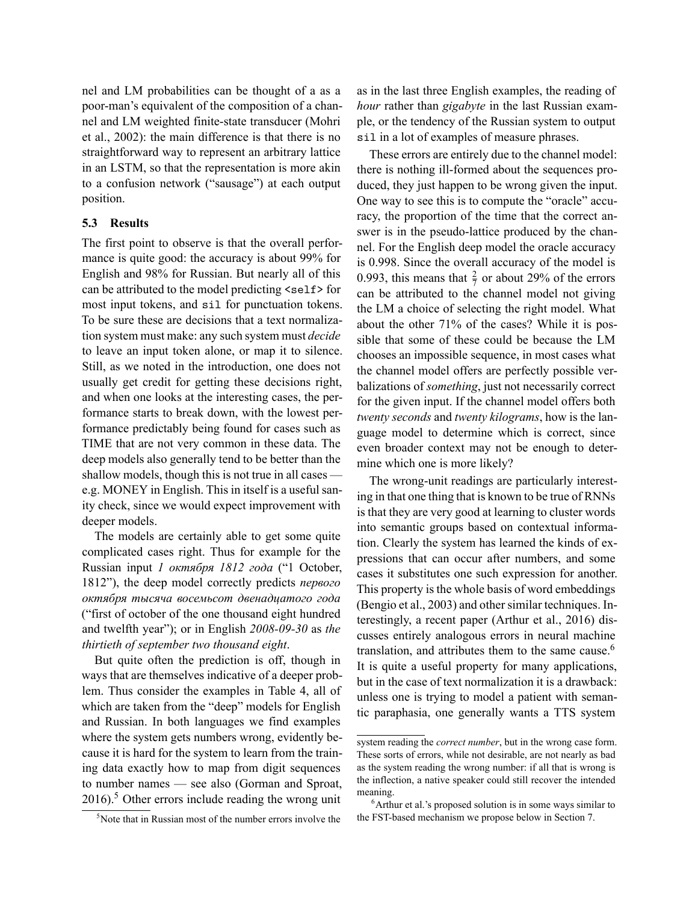nel and LM probabilities can be thought of a as a poor-man's equivalent of the composition of a channel and LM weighted finite-state transducer (Mohri et al., 2002): the main difference is that there is no straightforward way to represent an arbitrary lattice in an LSTM, so that the representation is more akin to a confusion network ("sausage") at each output position.

### 5.3 Results

The first point to observe is that the overall performance is quite good: the accuracy is about 99% for English and 98% for Russian. But nearly all of this can be attributed to the model predicting `<self>` for most input tokens, and `sil` for punctuation tokens. To be sure these are decisions that a text normalization system must make: any such system must *decide* to leave an input token alone, or map it to silence. Still, as we noted in the introduction, one does not usually get credit for getting these decisions right, and when one looks at the interesting cases, the performance starts to break down, with the lowest performance predictably being found for cases such as TIME that are not very common in these data. The deep models also generally tend to be better than the shallow models, though this is not true in all cases — e.g. MONEY in English. This in itself is a useful sanity check, since we would expect improvement with deeper models.

The models are certainly able to get some quite complicated cases right. Thus for example for the Russian input *1 октября 1812 года* ("1 October, 1812"), the deep model correctly predicts *первого октября тысяча восемьсот двенадцатого года* ("first of october of the one thousand eight hundred and twelfth year"); or in English *2008-09-30* as *the thirtieth of september two thousand eight*.

But quite often the prediction is off, though in ways that are themselves indicative of a deeper problem. Thus consider the examples in Table 4, all of which are taken from the "deep" models for English and Russian. In both languages we find examples where the system gets numbers wrong, evidently because it is hard for the system to learn from the training data exactly how to map from digit sequences to number names — see also (Gorman and Sproat, 2016).[5] Other errors include reading the wrong unit as in the last three English examples, the reading of *hour* rather than *gigabyte* in the last Russian example, or the tendency of the Russian system to output `sil` in a lot of examples of measure phrases.

These errors are entirely due to the channel model: there is nothing ill-formed about the sequences produced, they just happen to be wrong given the input. One way to see this is to compute the "oracle" accuracy, the proportion of the time that the correct answer is in the pseudo-lattice produced by the channel. For the English deep model the oracle accuracy is 0.998. Since the overall accuracy of the model is 0.993, this means that $\frac{2}{7}$ or about 29% of the errors can be attributed to the channel model not giving the LM a choice of selecting the right model. What about the other 71% of the cases? While it is possible that some of these could be because the LM chooses an impossible sequence, in most cases what the channel model offers are perfectly possible verbalizations of *something*, just not necessarily correct for the given input. If the channel model offers both *twenty seconds* and *twenty kilograms*, how is the language model to determine which is correct, since even broader context may not be enough to determine which one is more likely?

The wrong-unit readings are particularly interesting in that one thing that is known to be true of RNNs is that they are very good at learning to cluster words into semantic groups based on contextual information. Clearly the system has learned the kinds of expressions that can occur after numbers, and some cases it substitutes one such expression for another. This property is the whole basis of word embeddings (Bengio et al., 2003) and other similar techniques. Interestingly, a recent paper (Arthur et al., 2016) discusses entirely analogous errors in neural machine translation, and attributes them to the same cause.[6] It is quite a useful property for many applications, but in the case of text normalization it is a drawback: unless one is trying to model a patient with semantic paraphasia, one generally wants a TTS system

[5] Note that in Russian most of the number errors involve the system reading the *correct number*, but in the wrong case form. These sorts of errors, while not desirable, are not nearly as bad as the system reading the wrong number: if all that is wrong is the inflection, a native speaker could still recover the intended meaning.

[6] Arthur et al.'s proposed solution is in some ways similar to the FST-based mechanism we propose below in Section 7.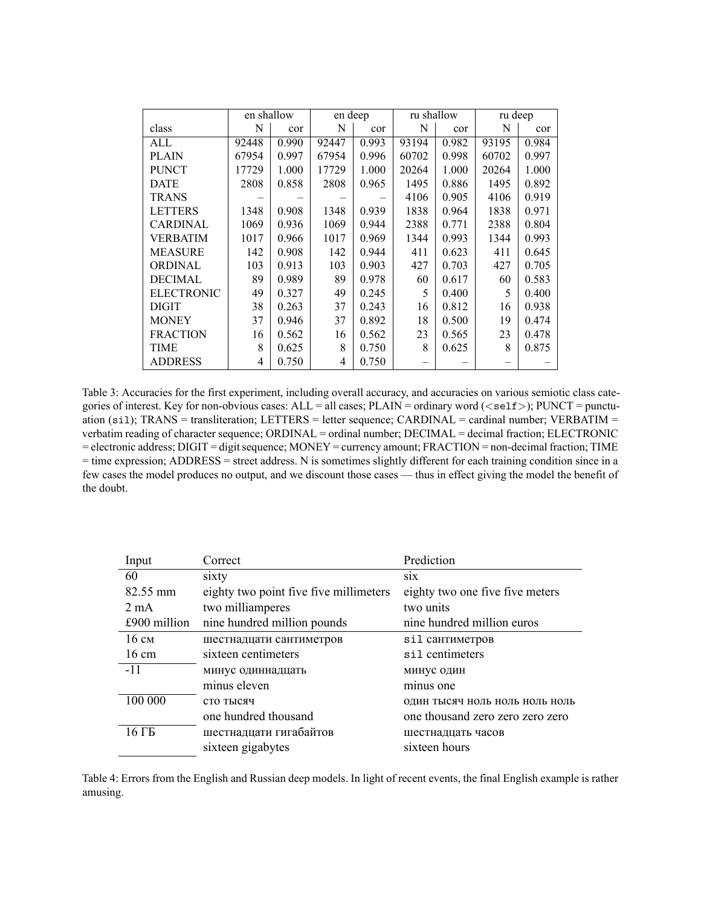| | en shallow | | en deep | | ru shallow | | ru deep | |
|---|---|---|---|---|---|---|---|---|
| class | N | cor | N | cor | N | cor | N | cor |
| ALL | 92448 | 0.990 | 92447 | 0.993 | 93194 | 0.982 | 93195 | 0.984 |
| PLAIN | 67954 | 0.997 | 67954 | 0.996 | 60702 | 0.998 | 60702 | 0.997 |
| PUNCT | 17729 | 1.000 | 17729 | 1.000 | 20264 | 1.000 | 20264 | 1.000 |
| DATE | 2808 | 0.858 | 2808 | 0.965 | 1495 | 0.886 | 1495 | 0.892 |
| TRANS | – | – | – | – | 4106 | 0.905 | 4106 | 0.919 |
| LETTERS | 1348 | 0.908 | 1348 | 0.939 | 1838 | 0.964 | 1838 | 0.971 |
| CARDINAL | 1069 | 0.936 | 1069 | 0.944 | 2388 | 0.771 | 2388 | 0.804 |
| VERBATIM | 1017 | 0.966 | 1017 | 0.969 | 1344 | 0.993 | 1344 | 0.993 |
| MEASURE | 142 | 0.908 | 142 | 0.944 | 411 | 0.623 | 411 | 0.645 |
| ORDINAL | 103 | 0.913 | 103 | 0.903 | 427 | 0.703 | 427 | 0.705 |
| DECIMAL | 89 | 0.989 | 89 | 0.978 | 60 | 0.617 | 60 | 0.583 |
| ELECTRONIC | 49 | 0.327 | 49 | 0.245 | 5 | 0.400 | 5 | 0.400 |
| DIGIT | 38 | 0.263 | 37 | 0.243 | 16 | 0.812 | 16 | 0.938 |
| MONEY | 37 | 0.946 | 37 | 0.892 | 18 | 0.500 | 19 | 0.474 |
| FRACTION | 16 | 0.562 | 16 | 0.562 | 23 | 0.565 | 23 | 0.478 |
| TIME | 8 | 0.625 | 8 | 0.750 | 8 | 0.625 | 8 | 0.875 |
| ADDRESS | 4 | 0.750 | 4 | 0.750 | – | – | – | – |

Table 3: Accuracies for the first experiment, including overall accuracy, and accuracies on various semiotic class categories of interest. Key for non-obvious cases: ALL = all cases; PLAIN = ordinary word (<self>); PUNCT = punctuation (sil); TRANS = transliteration; LETTERS = letter sequence; CARDINAL = cardinal number; VERBATIM = verbatim reading of character sequence; ORDINAL = ordinal number; DECIMAL = decimal fraction; ELECTRONIC = electronic address; DIGIT = digit sequence; MONEY = currency amount; FRACTION = non-decimal fraction; TIME = time expression; ADDRESS = street address. N is sometimes slightly different for each training condition since in a few cases the model produces no output, and we discount those cases — thus in effect giving the model the benefit of the doubt.

| Input | Correct | Prediction |
|---|---|---|
| 60 | sixty | six |
| 82.55 mm | eighty two point five five millimeters | eighty two one five five meters |
| 2 mA | two milliamperes | two units |
| £900 million | nine hundred million pounds | nine hundred million euros |
| 16 см | шестнадцати сантиметров | sil сантиметров |
| 16 cm | sixteen centimeters | sil centimeters |
| -11 | минус одиннадцать | минус один |
| | minus eleven | minus one |
| 100 000 | сто тысяч | один тысяч ноль ноль ноль ноль |
| | one hundred thousand | one thousand zero zero zero zero |
| 16 ГБ | шестнадцати гигабайтов | шестнадцать часов |
| | sixteen gigabytes | sixteen hours |

Table 4: Errors from the English and Russian deep models. In light of recent events, the final English example is rather amusing.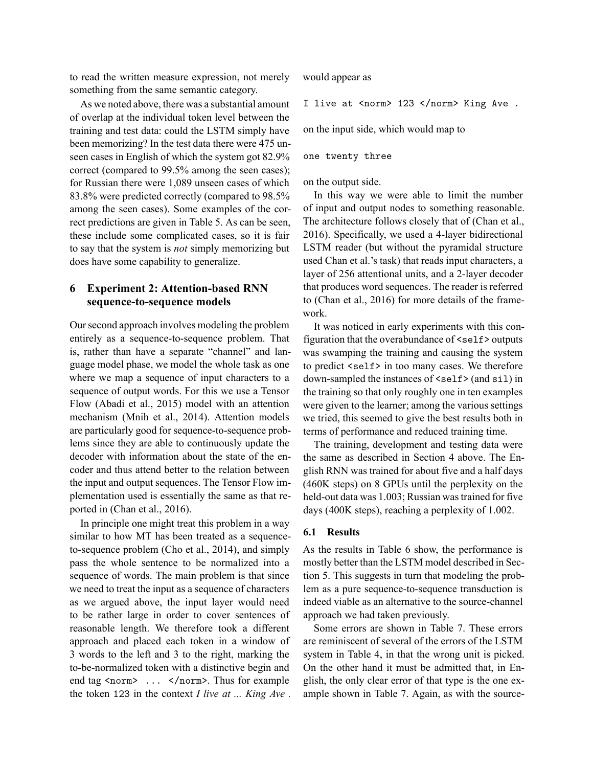to read the written measure expression, not merely something from the same semantic category.

As we noted above, there was a substantial amount of overlap at the individual token level between the training and test data: could the LSTM simply have been memorizing? In the test data there were 475 unseen cases in English of which the system got 82.9% correct (compared to 99.5% among the seen cases); for Russian there were 1,089 unseen cases of which 83.8% were predicted correctly (compared to 98.5% among the seen cases). Some examples of the correct predictions are given in Table 5. As can be seen, these include some complicated cases, so it is fair to say that the system is *not* simply memorizing but does have some capability to generalize.

## 6 Experiment 2: Attention-based RNN sequence-to-sequence models

Our second approach involves modeling the problem entirely as a sequence-to-sequence problem. That is, rather than have a separate "channel" and language model phase, we model the whole task as one where we map a sequence of input characters to a sequence of output words. For this we use a Tensor Flow (Abadi et al., 2015) model with an attention mechanism (Mnih et al., 2014). Attention models are particularly good for sequence-to-sequence problems since they are able to continuously update the decoder with information about the state of the encoder and thus attend better to the relation between the input and output sequences. The Tensor Flow implementation used is essentially the same as that reported in (Chan et al., 2016).

In principle one might treat this problem in a way similar to how MT has been treated as a sequence-to-sequence problem (Cho et al., 2014), and simply pass the whole sentence to be normalized into a sequence of words. The main problem is that since we need to treat the input as a sequence of characters as we argued above, the input layer would need to be rather large in order to cover sentences of reasonable length. We therefore took a different approach and placed each token in a window of 3 words to the left and 3 to the right, marking the to-be-normalized token with a distinctive begin and end tag `<norm> ... </norm>`. Thus for example the token `123` in the context *I live at ... King Ave .* would appear as

```
I live at <norm> 123 </norm> King Ave .
```

on the input side, which would map to

```
one twenty three
```

on the output side.

In this way we were able to limit the number of input and output nodes to something reasonable. The architecture follows closely that of (Chan et al., 2016). Specifically, we used a 4-layer bidirectional LSTM reader (but without the pyramidal structure used Chan et al.'s task) that reads input characters, a layer of 256 attentional units, and a 2-layer decoder that produces word sequences. The reader is referred to (Chan et al., 2016) for more details of the framework.

It was noticed in early experiments with this configuration that the overabundance of `<self>` outputs was swamping the training and causing the system to predict `<self>` in too many cases. We therefore down-sampled the instances of `<self>` (and `sil`) in the training so that only roughly one in ten examples were given to the learner; among the various settings we tried, this seemed to give the best results both in terms of performance and reduced training time.

The training, development and testing data were the same as described in Section 4 above. The English RNN was trained for about five and a half days (460K steps) on 8 GPUs until the perplexity on the held-out data was 1.003; Russian was trained for five days (400K steps), reaching a perplexity of 1.002.

### 6.1 Results

As the results in Table 6 show, the performance is mostly better than the LSTM model described in Section 5. This suggests in turn that modeling the problem as a pure sequence-to-sequence transduction is indeed viable as an alternative to the source-channel approach we had taken previously.

Some errors are shown in Table 7. These errors are reminiscent of several of the errors of the LSTM system in Table 4, in that the wrong unit is picked. On the other hand it must be admitted that, in English, the only clear error of that type is the one example shown in Table 7. Again, as with the source-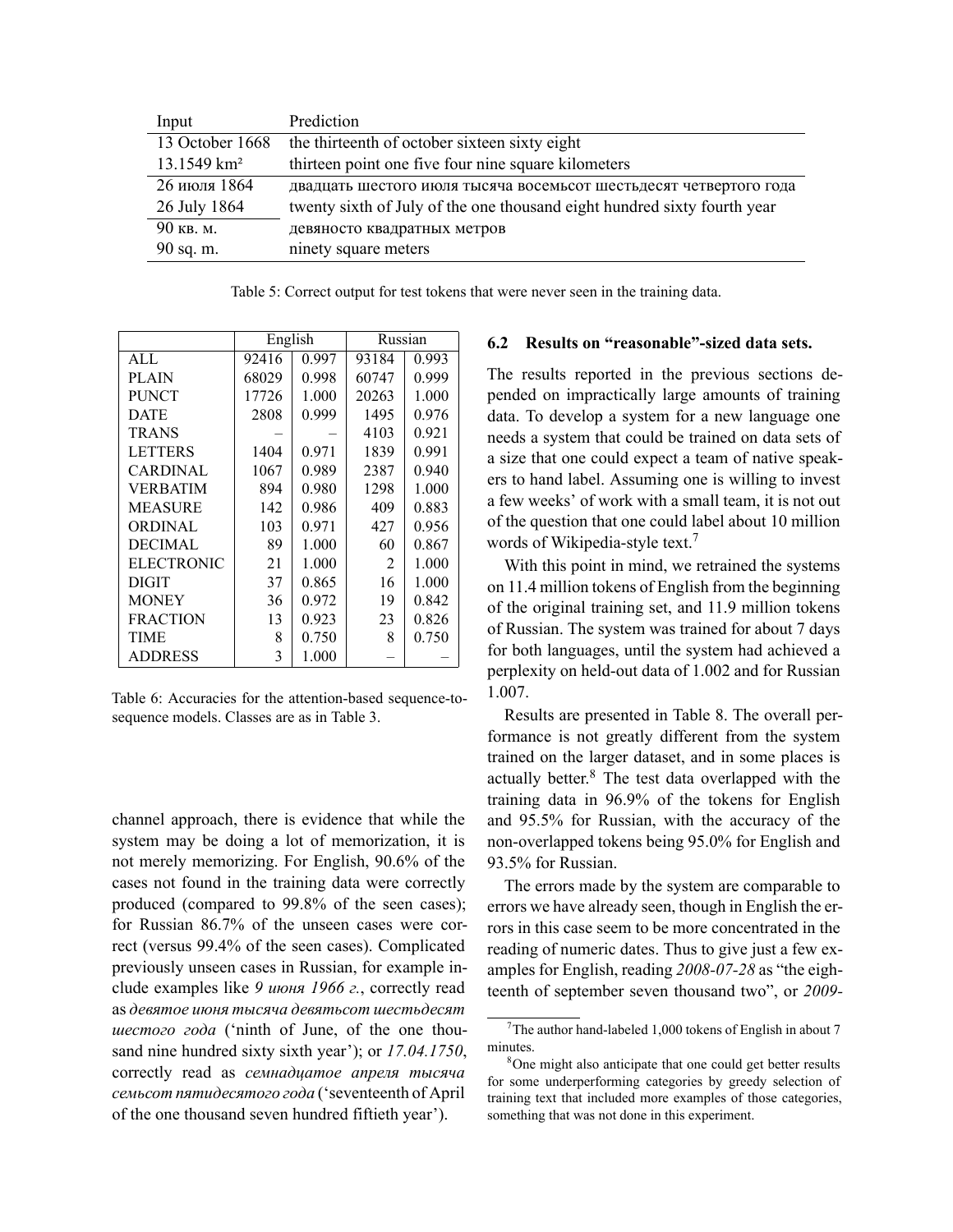| Input | Prediction |
|---|---|
| 13 October 1668 | the thirteenth of october sixteen sixty eight |
| 13.1549 km² | thirteen point one five four nine square kilometers |
| 26 июля 1864 | двадцать шестого июля тысяча восемьсот шестьдесят четвертого года |
| 26 July 1864 | twenty sixth of July of the one thousand eight hundred sixty fourth year |
| 90 кв. м. | девяносто квадратных метров |
| 90 sq. m. | ninety square meters |

Table 5: Correct output for test tokens that were never seen in the training data.

| | English | | Russian | |
|---|---|---|---|---|
| ALL | 92416 | 0.997 | 93184 | 0.993 |
| PLAIN | 68029 | 0.998 | 60747 | 0.999 |
| PUNCT | 17726 | 1.000 | 20263 | 1.000 |
| DATE | 2808 | 0.999 | 1495 | 0.976 |
| TRANS | – | – | 4103 | 0.921 |
| LETTERS | 1404 | 0.971 | 1839 | 0.991 |
| CARDINAL | 1067 | 0.989 | 2387 | 0.940 |
| VERBATIM | 894 | 0.980 | 1298 | 1.000 |
| MEASURE | 142 | 0.986 | 409 | 0.883 |
| ORDINAL | 103 | 0.971 | 427 | 0.956 |
| DECIMAL | 89 | 1.000 | 60 | 0.867 |
| ELECTRONIC | 21 | 1.000 | 2 | 1.000 |
| DIGIT | 37 | 0.865 | 16 | 1.000 |
| MONEY | 36 | 0.972 | 19 | 0.842 |
| FRACTION | 13 | 0.923 | 23 | 0.826 |
| TIME | 8 | 0.750 | 8 | 0.750 |
| ADDRESS | 3 | 1.000 | – | – |

Table 6: Accuracies for the attention-based sequence-to-sequence models. Classes are as in Table 3.

channel approach, there is evidence that while the system may be doing a lot of memorization, it is not merely memorizing. For English, 90.6% of the cases not found in the training data were correctly produced (compared to 99.8% of the seen cases); for Russian 86.7% of the unseen cases were correct (versus 99.4% of the seen cases). Complicated previously unseen cases in Russian, for example include examples like *9 июня 1966 г.*, correctly read as *девятое июня тысяча девятьсот шестьдесят шестого года* ('ninth of June, of the one thousand nine hundred sixty sixth year'); or *17.04.1750*, correctly read as *семнадцатое апреля тысяча семьсот пятидесятого года* ('seventeenth of April of the one thousand seven hundred fiftieth year').

### 6.2 Results on "reasonable"-sized data sets.

The results reported in the previous sections depended on impractically large amounts of training data. To develop a system for a new language one needs a system that could be trained on data sets of a size that one could expect a team of native speakers to hand label. Assuming one is willing to invest a few weeks' of work with a small team, it is not out of the question that one could label about 10 million words of Wikipedia-style text.[7]

With this point in mind, we retrained the systems on 11.4 million tokens of English from the beginning of the original training set, and 11.9 million tokens of Russian. The system was trained for about 7 days for both languages, until the system had achieved a perplexity on held-out data of 1.002 and for Russian 1.007.

Results are presented in Table 8. The overall performance is not greatly different from the system trained on the larger dataset, and in some places is actually better.[8] The test data overlapped with the training data in 96.9% of the tokens for English and 95.5% for Russian, with the accuracy of the non-overlapped tokens being 95.0% for English and 93.5% for Russian.

The errors made by the system are comparable to errors we have already seen, though in English the errors in this case seem to be more concentrated in the reading of numeric dates. Thus to give just a few examples for English, reading *2008-07-28* as "the eighteenth of september seven thousand two", or *2009-*

[7] The author hand-labeled 1,000 tokens of English in about 7 minutes.

[8] One might also anticipate that one could get better results for some underperforming categories by greedy selection of training text that included more examples of those categories, something that was not done in this experiment.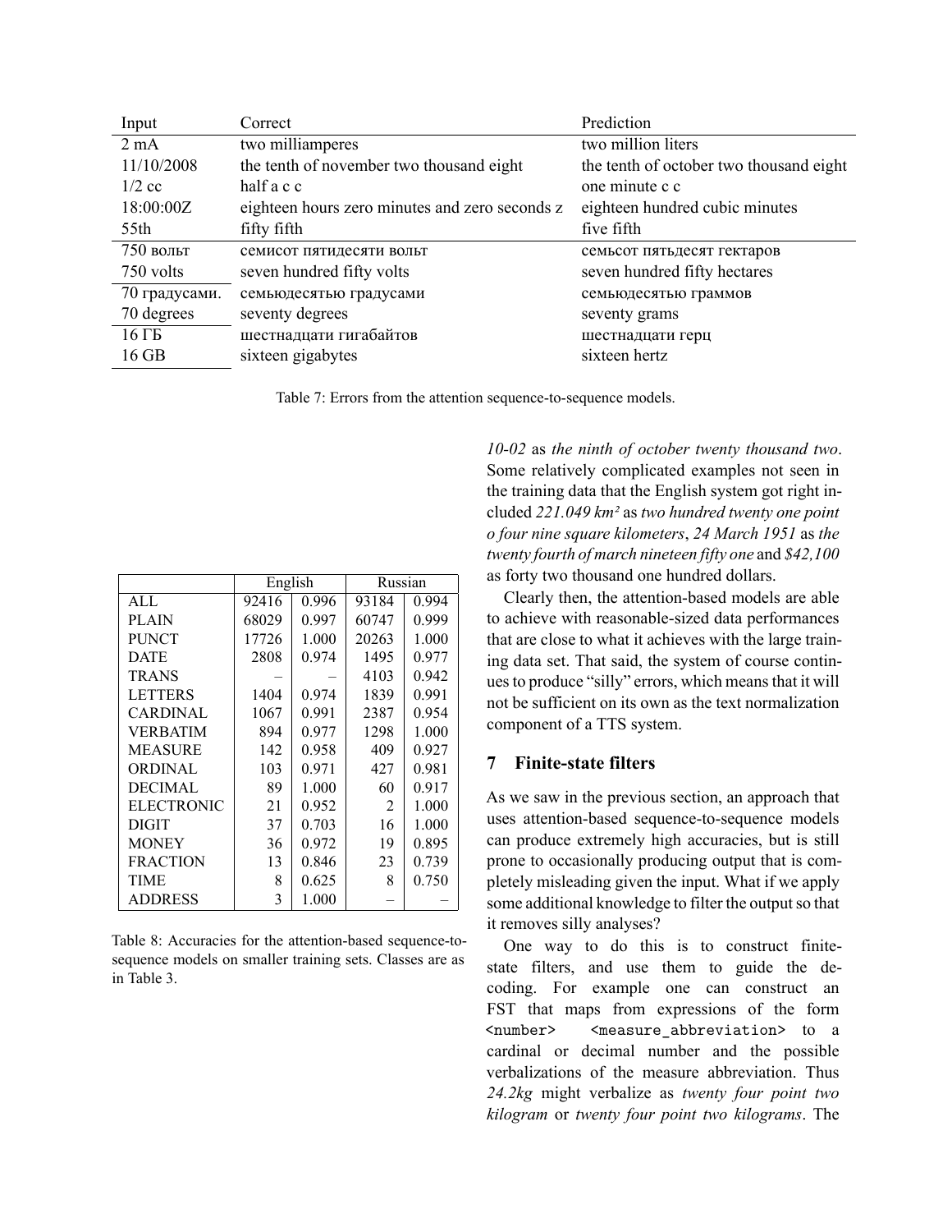| Input | Correct | Prediction |
|---|---|---|
| 2 mA | two milliamperes | two million liters |
| 11/10/2008 | the tenth of november two thousand eight | the tenth of october two thousand eight |
| 1/2 cc | half a c c | one minute c c |
| 18:00:00Z | eighteen hours zero minutes and zero seconds z | eighteen hundred cubic minutes |
| 55th | fifty fifth | five fifth |
| 750 вольт | семисот пятидесяти вольт | семьсот пятьдесят гектаров |
| 750 volts | seven hundred fifty volts | seven hundred fifty hectares |
| 70 градусами. | семьюдесятью градусами | семьюдесятью граммов |
| 70 degrees | seventy degrees | seventy grams |
| 16 ГБ | шестнадцати гигабайтов | шестнадцати герц |
| 16 GB | sixteen gigabytes | sixteen hertz |

Table 7: Errors from the attention sequence-to-sequence models.

| | English | | Russian | |
|---|---|---|---|---|
| ALL | 92416 | 0.996 | 93184 | 0.994 |
| PLAIN | 68029 | 0.997 | 60747 | 0.999 |
| PUNCT | 17726 | 1.000 | 20263 | 1.000 |
| DATE | 2808 | 0.974 | 1495 | 0.977 |
| TRANS | – | – | 4103 | 0.942 |
| LETTERS | 1404 | 0.974 | 1839 | 0.991 |
| CARDINAL | 1067 | 0.991 | 2387 | 0.954 |
| VERBATIM | 894 | 0.977 | 1298 | 1.000 |
| MEASURE | 142 | 0.958 | 409 | 0.927 |
| ORDINAL | 103 | 0.971 | 427 | 0.981 |
| DECIMAL | 89 | 1.000 | 60 | 0.917 |
| ELECTRONIC | 21 | 0.952 | 2 | 1.000 |
| DIGIT | 37 | 0.703 | 16 | 1.000 |
| MONEY | 36 | 0.972 | 19 | 0.895 |
| FRACTION | 13 | 0.846 | 23 | 0.739 |
| TIME | 8 | 0.625 | 8 | 0.750 |
| ADDRESS | 3 | 1.000 | – | – |

Table 8: Accuracies for the attention-based sequence-to-sequence models on smaller training sets. Classes are as in Table 3.

*10-02* as *the ninth of october twenty thousand two*. Some relatively complicated examples not seen in the training data that the English system got right included *221.049 km²* as *two hundred twenty one point o four nine square kilometers*, *24 March 1951* as *the twenty fourth of march nineteen fifty one* and *$42,100* as forty two thousand one hundred dollars.

Clearly then, the attention-based models are able to achieve with reasonable-sized data performances that are close to what it achieves with the large training data set. That said, the system of course continues to produce "silly" errors, which means that it will not be sufficient on its own as the text normalization component of a TTS system.

## 7 Finite-state filters

As we saw in the previous section, an approach that uses attention-based sequence-to-sequence models can produce extremely high accuracies, but is still prone to occasionally producing output that is completely misleading given the input. What if we apply some additional knowledge to filter the output so that it removes silly analyses?

One way to do this is to construct finite-state filters, and use them to guide the decoding. For example one can construct an FST that maps from expressions of the form `<number> <measure_abbreviation>` to a cardinal or decimal number and the possible verbalizations of the measure abbreviation. Thus *24.2kg* might verbalize as *twenty four point two kilogram* or *twenty four point two kilograms*. The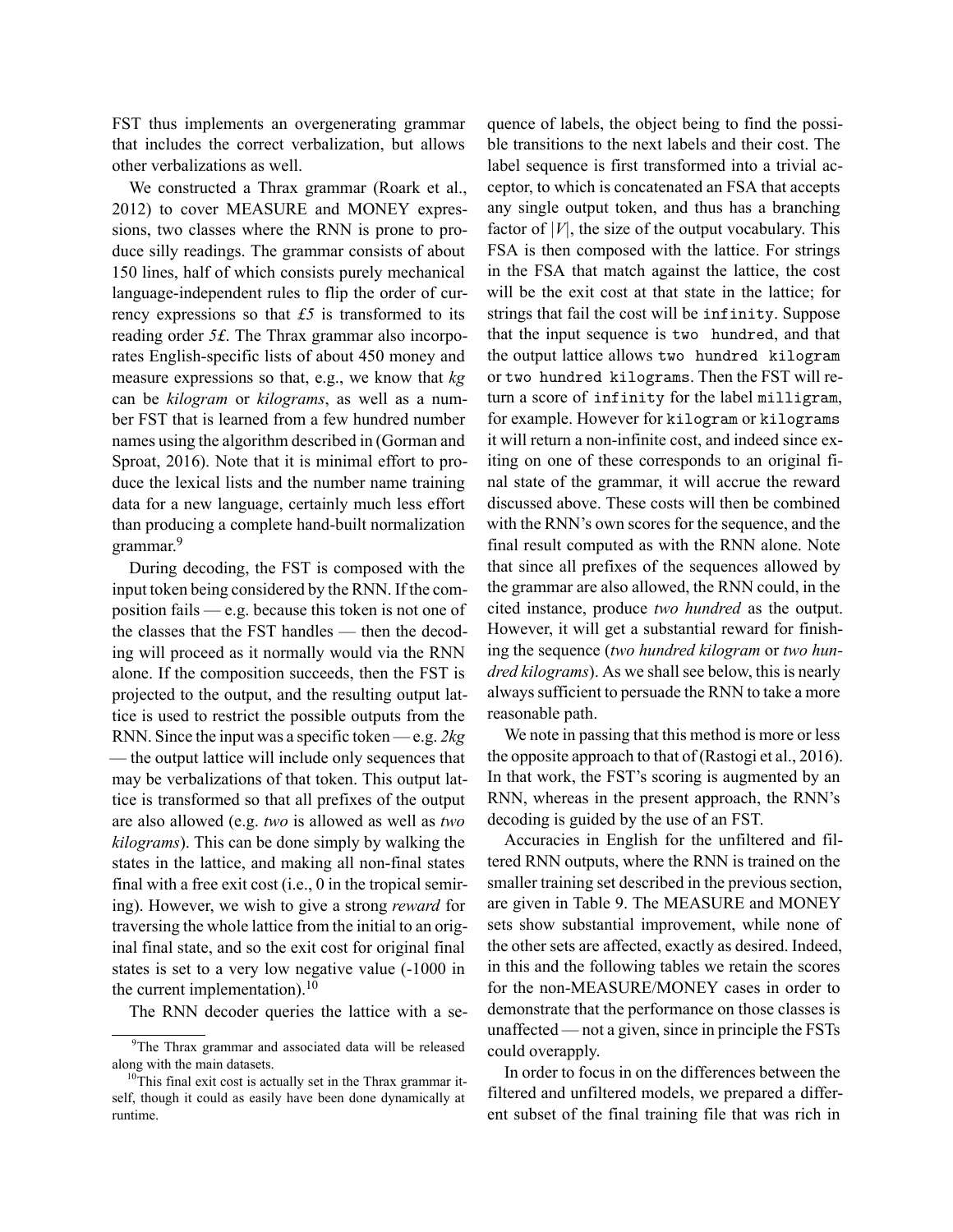FST thus implements an overgenerating grammar that includes the correct verbalization, but allows other verbalizations as well.

We constructed a Thrax grammar (Roark et al., 2012) to cover MEASURE and MONEY expressions, two classes where the RNN is prone to produce silly readings. The grammar consists of about 150 lines, half of which consists purely mechanical language-independent rules to flip the order of currency expressions so that *£5* is transformed to its reading order *5£*. The Thrax grammar also incorporates English-specific lists of about 450 money and measure expressions so that, e.g., we know that *kg* can be *kilogram* or *kilograms*, as well as a number FST that is learned from a few hundred number names using the algorithm described in (Gorman and Sproat, 2016). Note that it is minimal effort to produce the lexical lists and the number name training data for a new language, certainly much less effort than producing a complete hand-built normalization grammar.[9]

During decoding, the FST is composed with the input token being considered by the RNN. If the composition fails — e.g. because this token is not one of the classes that the FST handles — then the decoding will proceed as it normally would via the RNN alone. If the composition succeeds, then the FST is projected to the output, and the resulting output lattice is used to restrict the possible outputs from the RNN. Since the input was a specific token — e.g. *2kg* — the output lattice will include only sequences that may be verbalizations of that token. This output lattice is transformed so that all prefixes of the output are also allowed (e.g. *two* is allowed as well as *two kilograms*). This can be done simply by walking the states in the lattice, and making all non-final states final with a free exit cost (i.e., 0 in the tropical semiring). However, we wish to give a strong *reward* for traversing the whole lattice from the initial to an original final state, and so the exit cost for original final states is set to a very low negative value (-1000 in the current implementation).[10]

The RNN decoder queries the lattice with a sequence of labels, the object being to find the possible transitions to the next labels and their cost. The label sequence is first transformed into a trivial acceptor, to which is concatenated an FSA that accepts any single output token, and thus has a branching factor of $|V|$, the size of the output vocabulary. This FSA is then composed with the lattice. For strings in the FSA that match against the lattice, the cost will be the exit cost at that state in the lattice; for strings that fail the cost will be `infinity`. Suppose that the input sequence is `two hundred`, and that the output lattice allows `two hundred kilogram` or `two hundred kilograms`. Then the FST will return a score of `infinity` for the label `milligram`, for example. However for `kilogram` or `kilograms` it will return a non-infinite cost, and indeed since exiting on one of these corresponds to an original final state of the grammar, it will accrue the reward discussed above. These costs will then be combined with the RNN's own scores for the sequence, and the final result computed as with the RNN alone. Note that since all prefixes of the sequences allowed by the grammar are also allowed, the RNN could, in the cited instance, produce *two hundred* as the output. However, it will get a substantial reward for finishing the sequence (*two hundred kilogram* or *two hundred kilograms*). As we shall see below, this is nearly always sufficient to persuade the RNN to take a more reasonable path.

We note in passing that this method is more or less the opposite approach to that of (Rastogi et al., 2016). In that work, the FST's scoring is augmented by an RNN, whereas in the present approach, the RNN's decoding is guided by the use of an FST.

Accuracies in English for the unfiltered and filtered RNN outputs, where the RNN is trained on the smaller training set described in the previous section, are given in Table 9. The MEASURE and MONEY sets show substantial improvement, while none of the other sets are affected, exactly as desired. Indeed, in this and the following tables we retain the scores for the non-MEASURE/MONEY cases in order to demonstrate that the performance on those classes is unaffected — not a given, since in principle the FSTs could overapply.

In order to focus in on the differences between the filtered and unfiltered models, we prepared a different subset of the final training file that was rich in

[9] The Thrax grammar and associated data will be released along with the main datasets.

[10] This final exit cost is actually set in the Thrax grammar itself, though it could as easily have been done dynamically at runtime.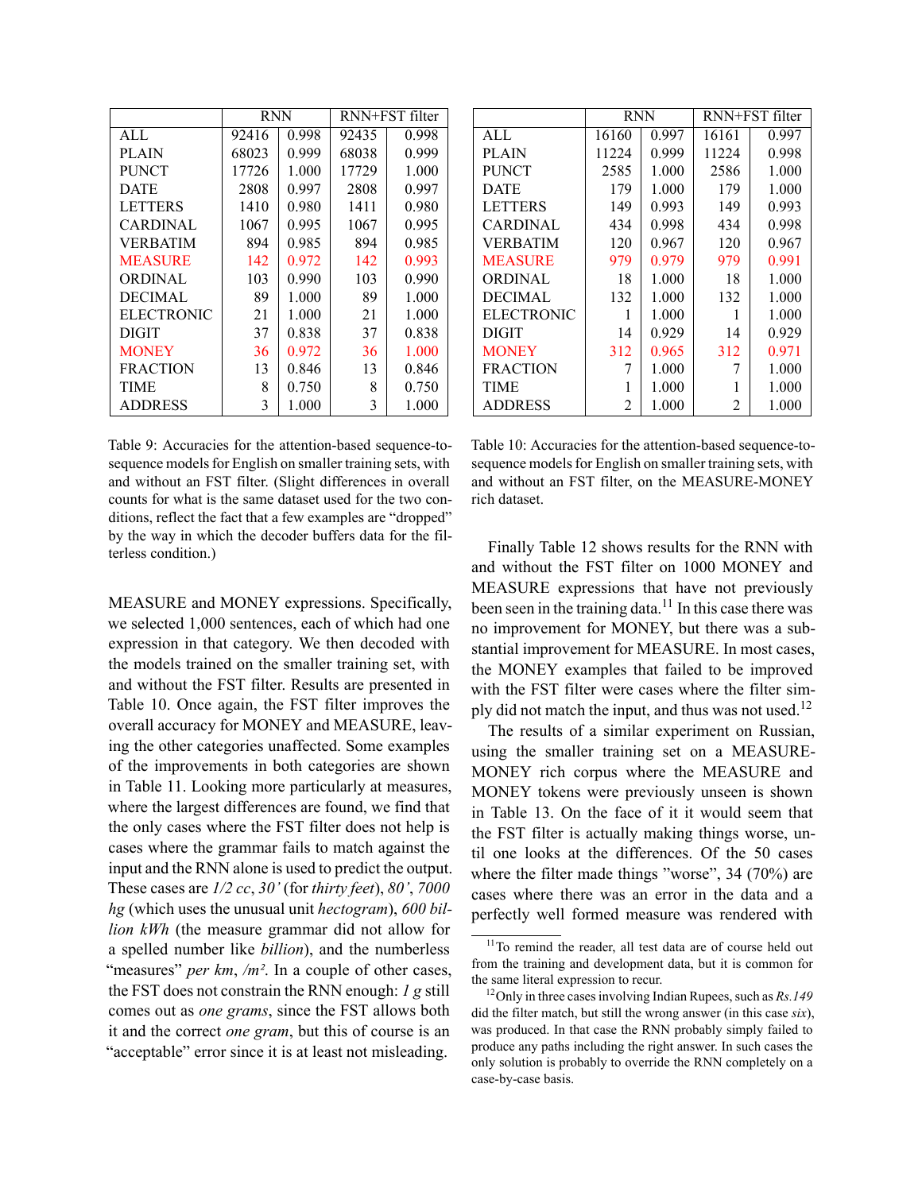| | RNN | | RNN+FST filter | |
|---|---|---|---|---|
| ALL | 92416 | 0.998 | 92435 | 0.998 |
| PLAIN | 68023 | 0.999 | 68038 | 0.999 |
| PUNCT | 17726 | 1.000 | 17729 | 1.000 |
| DATE | 2808 | 0.997 | 2808 | 0.997 |
| LETTERS | 1410 | 0.980 | 1411 | 0.980 |
| CARDINAL | 1067 | 0.995 | 1067 | 0.995 |
| VERBATIM | 894 | 0.985 | 894 | 0.985 |
| MEASURE | 142 | 0.972 | 142 | 0.993 |
| ORDINAL | 103 | 0.990 | 103 | 0.990 |
| DECIMAL | 89 | 1.000 | 89 | 1.000 |
| ELECTRONIC | 21 | 1.000 | 21 | 1.000 |
| DIGIT | 37 | 0.838 | 37 | 0.838 |
| MONEY | 36 | 0.972 | 36 | 1.000 |
| FRACTION | 13 | 0.846 | 13 | 0.846 |
| TIME | 8 | 0.750 | 8 | 0.750 |
| ADDRESS | 3 | 1.000 | 3 | 1.000 |

Table 9: Accuracies for the attention-based sequence-to-sequence models for English on smaller training sets, with and without an FST filter. (Slight differences in overall counts for what is the same dataset used for the two conditions, reflect the fact that a few examples are "dropped" by the way in which the decoder buffers data for the filterless condition.)

| | RNN | | RNN+FST filter | |
|---|---|---|---|---|
| ALL | 16160 | 0.997 | 16161 | 0.997 |
| PLAIN | 11224 | 0.999 | 11224 | 0.998 |
| PUNCT | 2585 | 1.000 | 2586 | 1.000 |
| DATE | 179 | 1.000 | 179 | 1.000 |
| LETTERS | 149 | 0.993 | 149 | 0.993 |
| CARDINAL | 434 | 0.998 | 434 | 0.998 |
| VERBATIM | 120 | 0.967 | 120 | 0.967 |
| MEASURE | 979 | 0.979 | 979 | 0.991 |
| ORDINAL | 18 | 1.000 | 18 | 1.000 |
| DECIMAL | 132 | 1.000 | 132 | 1.000 |
| ELECTRONIC | 1 | 1.000 | 1 | 1.000 |
| DIGIT | 14 | 0.929 | 14 | 0.929 |
| MONEY | 312 | 0.965 | 312 | 0.971 |
| FRACTION | 7 | 1.000 | 7 | 1.000 |
| TIME | 1 | 1.000 | 1 | 1.000 |
| ADDRESS | 2 | 1.000 | 2 | 1.000 |

Table 10: Accuracies for the attention-based sequence-to-sequence models for English on smaller training sets, with and without an FST filter, on the MEASURE-MONEY rich dataset.

MEASURE and MONEY expressions. Specifically, we selected 1,000 sentences, each of which had one expression in that category. We then decoded with the models trained on the smaller training set, with and without the FST filter. Results are presented in Table 10. Once again, the FST filter improves the overall accuracy for MONEY and MEASURE, leaving the other categories unaffected. Some examples of the improvements in both categories are shown in Table 11. Looking more particularly at measures, where the largest differences are found, we find that the only cases where the FST filter does not help is cases where the grammar fails to match against the input and the RNN alone is used to predict the output. These cases are *1/2 cc*, *30'* (for *thirty feet*), *80'*, *7000 hg* (which uses the unusual unit *hectogram*), *600 billion kWh* (the measure grammar did not allow for a spelled number like *billion*), and the numberless "measures" *per km*, */m²*. In a couple of other cases, the FST does not constrain the RNN enough: *1 g* still comes out as *one grams*, since the FST allows both it and the correct *one gram*, but this of course is an "acceptable" error since it is at least not misleading.

Finally Table 12 shows results for the RNN with and without the FST filter on 1000 MONEY and MEASURE expressions that have not previously been seen in the training data.[11] In this case there was no improvement for MONEY, but there was a substantial improvement for MEASURE. In most cases, the MONEY examples that failed to be improved with the FST filter were cases where the filter simply did not match the input, and thus was not used.[12]

The results of a similar experiment on Russian, using the smaller training set on a MEASURE-MONEY rich corpus where the MEASURE and MONEY tokens were previously unseen is shown in Table 13. On the face of it it would seem that the FST filter is actually making things worse, until one looks at the differences. Of the 50 cases where the filter made things "worse", 34 (70%) are cases where there was an error in the data and a perfectly well formed measure was rendered with

[11] To remind the reader, all test data are of course held out from the training and development data, but it is common for the same literal expression to recur.

[12] Only in three cases involving Indian Rupees, such as *Rs.149* did the filter match, but still the wrong answer (in this case *six*), was produced. In that case the RNN probably simply failed to produce any paths including the right answer. In such cases the only solution is probably to override the RNN completely on a case-by-case basis.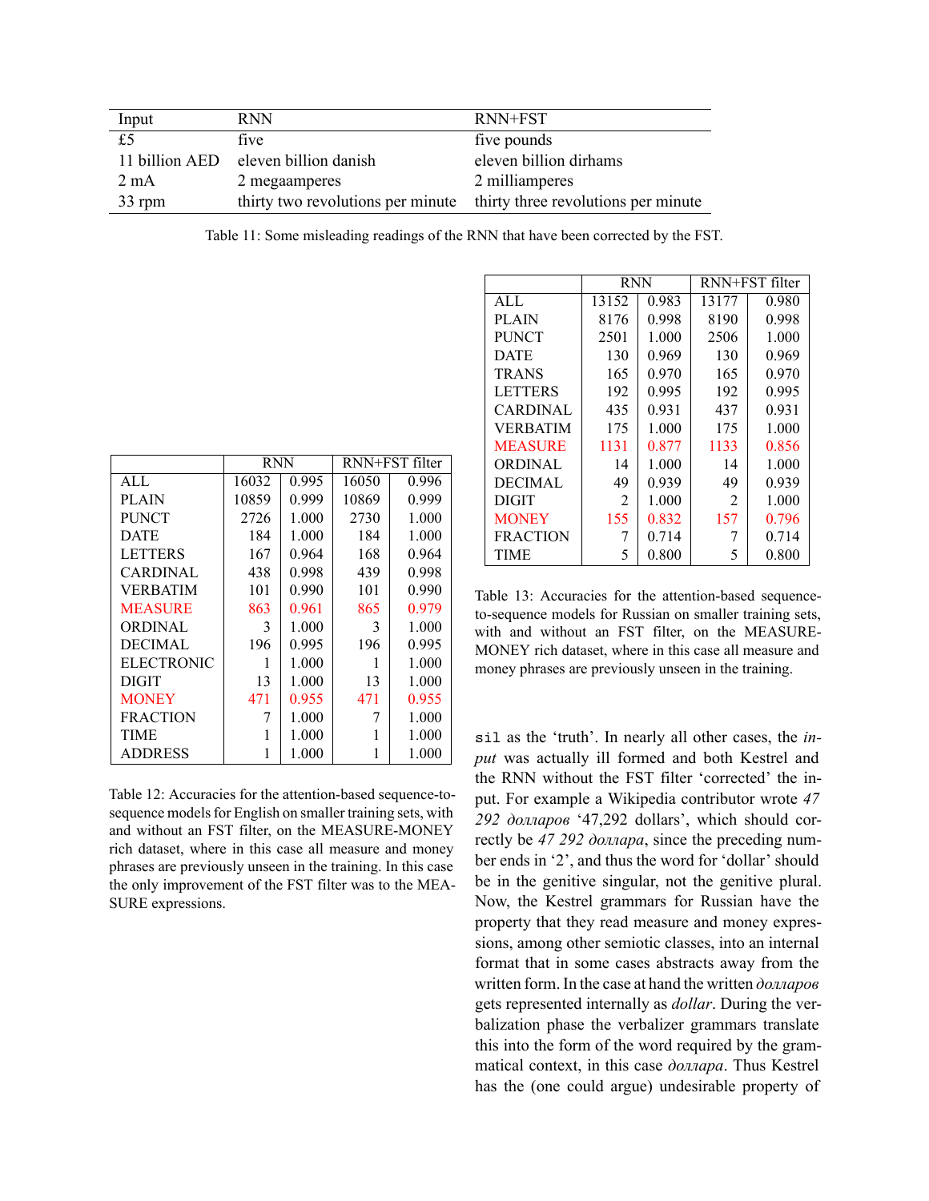| Input | RNN | RNN+FST |
|---|---|---|
| £5 | five | five pounds |
| 11 billion AED | eleven billion danish | eleven billion dirhams |
| 2 mA | 2 megaamperes | 2 milliamperes |
| 33 rpm | thirty two revolutions per minute | thirty three revolutions per minute |

Table 11: Some misleading readings of the RNN that have been corrected by the FST.

| | RNN | | RNN+FST filter | |
|---|---|---|---|---|
| ALL | 16032 | 0.995 | 16050 | 0.996 |
| PLAIN | 10859 | 0.999 | 10869 | 0.999 |
| PUNCT | 2726 | 1.000 | 2730 | 1.000 |
| DATE | 184 | 1.000 | 184 | 1.000 |
| LETTERS | 167 | 0.964 | 168 | 0.964 |
| CARDINAL | 438 | 0.998 | 439 | 0.998 |
| VERBATIM | 101 | 0.990 | 101 | 0.990 |
| MEASURE | 863 | 0.961 | 865 | 0.979 |
| ORDINAL | 3 | 1.000 | 3 | 1.000 |
| DECIMAL | 196 | 0.995 | 196 | 0.995 |
| ELECTRONIC | 1 | 1.000 | 1 | 1.000 |
| DIGIT | 13 | 1.000 | 13 | 1.000 |
| MONEY | 471 | 0.955 | 471 | 0.955 |
| FRACTION | 7 | 1.000 | 7 | 1.000 |
| TIME | 1 | 1.000 | 1 | 1.000 |
| ADDRESS | 1 | 1.000 | 1 | 1.000 |

Table 12: Accuracies for the attention-based sequence-to-sequence models for English on smaller training sets, with and without an FST filter, on the MEASURE-MONEY rich dataset, where in this case all measure and money phrases are previously unseen in the training. In this case the only improvement of the FST filter was to the MEASURE expressions.

| | RNN | | RNN+FST filter | |
|---|---|---|---|---|
| ALL | 13152 | 0.983 | 13177 | 0.980 |
| PLAIN | 8176 | 0.998 | 8190 | 0.998 |
| PUNCT | 2501 | 1.000 | 2506 | 1.000 |
| DATE | 130 | 0.969 | 130 | 0.969 |
| TRANS | 165 | 0.970 | 165 | 0.970 |
| LETTERS | 192 | 0.995 | 192 | 0.995 |
| CARDINAL | 435 | 0.931 | 437 | 0.931 |
| VERBATIM | 175 | 1.000 | 175 | 1.000 |
| MEASURE | 1131 | 0.877 | 1133 | 0.856 |
| ORDINAL | 14 | 1.000 | 14 | 1.000 |
| DECIMAL | 49 | 0.939 | 49 | 0.939 |
| DIGIT | 2 | 1.000 | 2 | 1.000 |
| MONEY | 155 | 0.832 | 157 | 0.796 |
| FRACTION | 7 | 0.714 | 7 | 0.714 |
| TIME | 5 | 0.800 | 5 | 0.800 |

Table 13: Accuracies for the attention-based sequence-to-sequence models for Russian on smaller training sets, with and without an FST filter, on the MEASURE-MONEY rich dataset, where in this case all measure and money phrases are previously unseen in the training.

sil as the 'truth'. In nearly all other cases, the *input* was actually ill formed and both Kestrel and the RNN without the FST filter 'corrected' the input. For example a Wikipedia contributor wrote *47 292 долларов* '47,292 dollars', which should correctly be *47 292 доллара*, since the preceding number ends in '2', and thus the word for 'dollar' should be in the genitive singular, not the genitive plural. Now, the Kestrel grammars for Russian have the property that they read measure and money expressions, among other semiotic classes, into an internal format that in some cases abstracts away from the written form. In the case at hand the written *долларов* gets represented internally as *dollar*. During the verbalization phase the verbalizer grammars translate this into the form of the word required by the grammatical context, in this case *доллара*. Thus Kestrel has the (one could argue) undesirable property of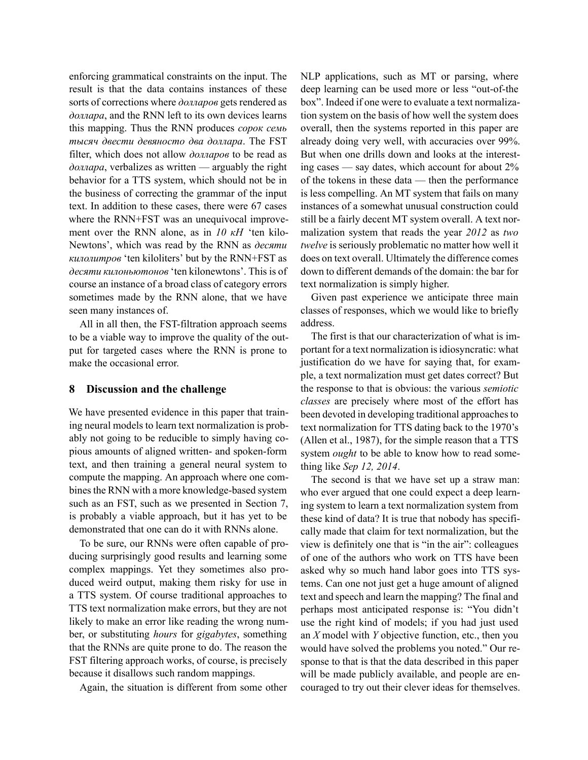enforcing grammatical constraints on the input. The result is that the data contains instances of these sorts of corrections where *долларов* gets rendered as *доллара*, and the RNN left to its own devices learns this mapping. Thus the RNN produces *сорок семь тысяч двести девяносто два доллара*. The FST filter, which does not allow *долларов* to be read as *доллара*, verbalizes as written — arguably the right behavior for a TTS system, which should not be in the business of correcting the grammar of the input text. In addition to these cases, there were 67 cases where the RNN+FST was an unequivocal improvement over the RNN alone, as in *10 кН* 'ten kilo-Newtons', which was read by the RNN as *десяти килолитров* 'ten kiloliters' but by the RNN+FST as *десяти килоньютонов* 'ten kilonewtons'. This is of course an instance of a broad class of category errors sometimes made by the RNN alone, that we have seen many instances of.

All in all then, the FST-filtration approach seems to be a viable way to improve the quality of the output for targeted cases where the RNN is prone to make the occasional error.

## 8 Discussion and the challenge

We have presented evidence in this paper that training neural models to learn text normalization is probably not going to be reducible to simply having copious amounts of aligned written- and spoken-form text, and then training a general neural system to compute the mapping. An approach where one combines the RNN with a more knowledge-based system such as an FST, such as we presented in Section 7, is probably a viable approach, but it has yet to be demonstrated that one can do it with RNNs alone.

To be sure, our RNNs were often capable of producing surprisingly good results and learning some complex mappings. Yet they sometimes also produced weird output, making them risky for use in a TTS system. Of course traditional approaches to TTS text normalization make errors, but they are not likely to make an error like reading the wrong number, or substituting *hours* for *gigabytes*, something that the RNNs are quite prone to do. The reason the FST filtering approach works, of course, is precisely because it disallows such random mappings.

Again, the situation is different from some other NLP applications, such as MT or parsing, where deep learning can be used more or less "out-of-the box". Indeed if one were to evaluate a text normalization system on the basis of how well the system does overall, then the systems reported in this paper are already doing very well, with accuracies over 99%. But when one drills down and looks at the interesting cases — say dates, which account for about 2% of the tokens in these data — then the performance is less compelling. An MT system that fails on many instances of a somewhat unusual construction could still be a fairly decent MT system overall. A text normalization system that reads the year *2012* as *two twelve* is seriously problematic no matter how well it does on text overall. Ultimately the difference comes down to different demands of the domain: the bar for text normalization is simply higher.

Given past experience we anticipate three main classes of responses, which we would like to briefly address.

The first is that our characterization of what is important for a text normalization is idiosyncratic: what justification do we have for saying that, for example, a text normalization must get dates correct? But the response to that is obvious: the various *semiotic classes* are precisely where most of the effort has been devoted in developing traditional approaches to text normalization for TTS dating back to the 1970's (Allen et al., 1987), for the simple reason that a TTS system *ought* to be able to know how to read something like *Sep 12, 2014*.

The second is that we have set up a straw man: who ever argued that one could expect a deep learning system to learn a text normalization system from these kind of data? It is true that nobody has specifically made that claim for text normalization, but the view is definitely one that is "in the air": colleagues of one of the authors who work on TTS have been asked why so much hand labor goes into TTS systems. Can one not just get a huge amount of aligned text and speech and learn the mapping? The final and perhaps most anticipated response is: "You didn't use the right kind of models; if you had just used an *X* model with *Y* objective function, etc., then you would have solved the problems you noted." Our response to that is that the data described in this paper will be made publicly available, and people are encouraged to try out their clever ideas for themselves.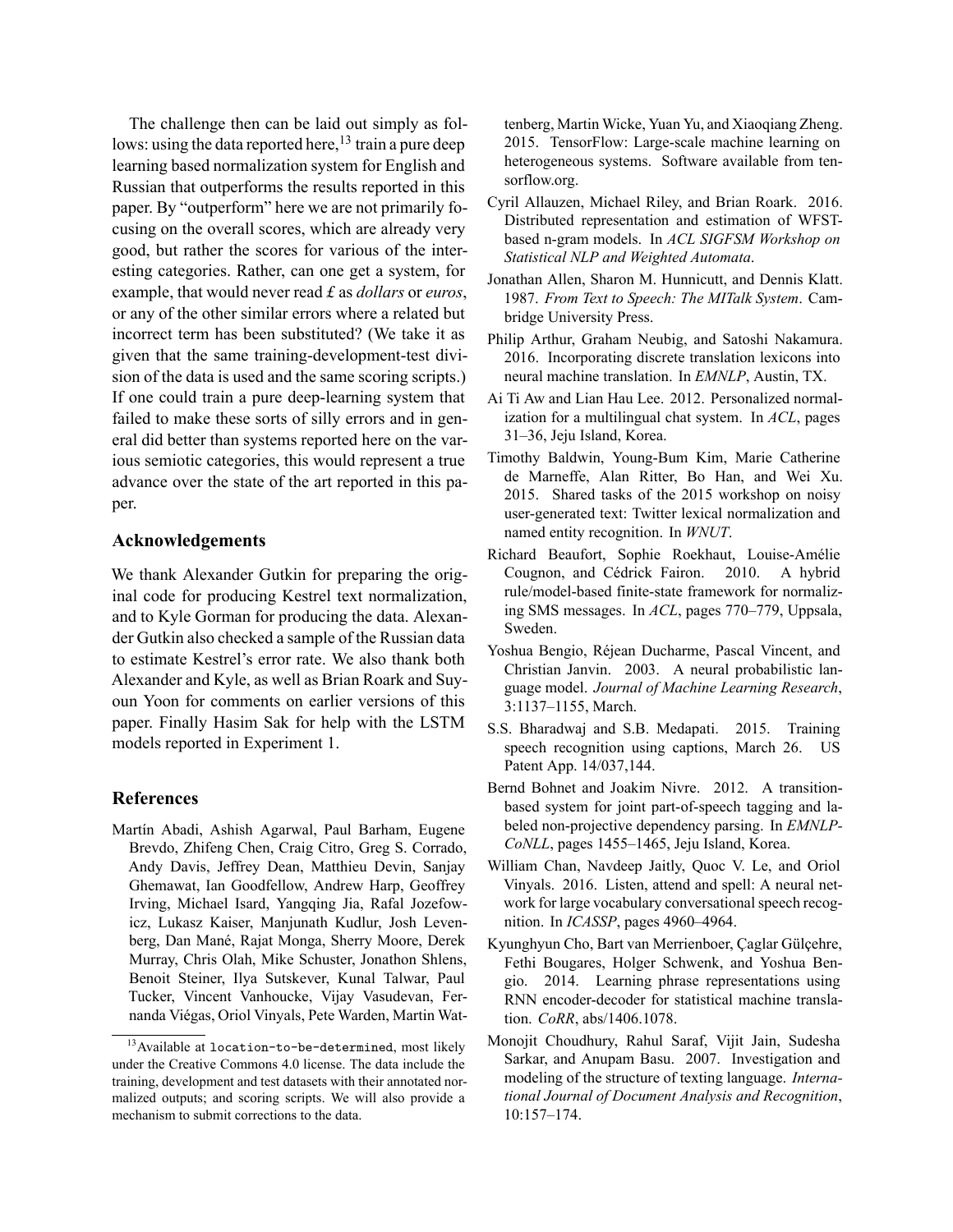The challenge then can be laid out simply as follows: using the data reported here,[13] train a pure deep learning based normalization system for English and Russian that outperforms the results reported in this paper. By "outperform" here we are not primarily focusing on the overall scores, which are already very good, but rather the scores for various of the interesting categories. Rather, can one get a system, for example, that would never read *£* as *dollars* or *euros*, or any of the other similar errors where a related but incorrect term has been substituted? (We take it as given that the same training-development-test division of the data is used and the same scoring scripts.) If one could train a pure deep-learning system that failed to make these sorts of silly errors and in general did better than systems reported here on the various semiotic categories, this would represent a true advance over the state of the art reported in this paper.

## Acknowledgements

We thank Alexander Gutkin for preparing the original code for producing Kestrel text normalization, and to Kyle Gorman for producing the data. Alexander Gutkin also checked a sample of the Russian data to estimate Kestrel's error rate. We also thank both Alexander and Kyle, as well as Brian Roark and Suyoun Yoon for comments on earlier versions of this paper. Finally Hasim Sak for help with the LSTM models reported in Experiment 1.

## References

Martín Abadi, Ashish Agarwal, Paul Barham, Eugene Brevdo, Zhifeng Chen, Craig Citro, Greg S. Corrado, Andy Davis, Jeffrey Dean, Matthieu Devin, Sanjay Ghemawat, Ian Goodfellow, Andrew Harp, Geoffrey Irving, Michael Isard, Yangqing Jia, Rafal Jozefowicz, Lukasz Kaiser, Manjunath Kudlur, Josh Levenberg, Dan Mané, Rajat Monga, Sherry Moore, Derek Murray, Chris Olah, Mike Schuster, Jonathon Shlens, Benoit Steiner, Ilya Sutskever, Kunal Talwar, Paul Tucker, Vincent Vanhoucke, Vijay Vasudevan, Fernanda Viégas, Oriol Vinyals, Pete Warden, Martin Wattenberg, Martin Wicke, Yuan Yu, and Xiaoqiang Zheng. 2015. TensorFlow: Large-scale machine learning on heterogeneous systems. Software available from tensorflow.org.

Cyril Allauzen, Michael Riley, and Brian Roark. 2016. Distributed representation and estimation of WFST-based n-gram models. In *ACL SIGFSM Workshop on Statistical NLP and Weighted Automata*.

Jonathan Allen, Sharon M. Hunnicutt, and Dennis Klatt. 1987. *From Text to Speech: The MITalk System*. Cambridge University Press.

Philip Arthur, Graham Neubig, and Satoshi Nakamura. 2016. Incorporating discrete translation lexicons into neural machine translation. In *EMNLP*, Austin, TX.

Ai Ti Aw and Lian Hau Lee. 2012. Personalized normalization for a multilingual chat system. In *ACL*, pages 31–36, Jeju Island, Korea.

Timothy Baldwin, Young-Bum Kim, Marie Catherine de Marneffe, Alan Ritter, Bo Han, and Wei Xu. 2015. Shared tasks of the 2015 workshop on noisy user-generated text: Twitter lexical normalization and named entity recognition. In *WNUT*.

Richard Beaufort, Sophie Roekhaut, Louise-Amélie Cougnon, and Cédrick Fairon. 2010. A hybrid rule/model-based finite-state framework for normalizing SMS messages. In *ACL*, pages 770–779, Uppsala, Sweden.

Yoshua Bengio, Réjean Ducharme, Pascal Vincent, and Christian Janvin. 2003. A neural probabilistic language model. *Journal of Machine Learning Research*, 3:1137–1155, March.

S.S. Bharadwaj and S.B. Medapati. 2015. Training speech recognition using captions, March 26. US Patent App. 14/037,144.

Bernd Bohnet and Joakim Nivre. 2012. A transition-based system for joint part-of-speech tagging and labeled non-projective dependency parsing. In *EMNLP-CoNLL*, pages 1455–1465, Jeju Island, Korea.

William Chan, Navdeep Jaitly, Quoc V. Le, and Oriol Vinyals. 2016. Listen, attend and spell: A neural network for large vocabulary conversational speech recognition. In *ICASSP*, pages 4960–4964.

Kyunghyun Cho, Bart van Merrienboer, Çaglar Gülçehre, Fethi Bougares, Holger Schwenk, and Yoshua Bengio. 2014. Learning phrase representations using RNN encoder-decoder for statistical machine translation. *CoRR*, abs/1406.1078.

Monojit Choudhury, Rahul Saraf, Vijit Jain, Sudesha Sarkar, and Anupam Basu. 2007. Investigation and modeling of the structure of texting language. *International Journal of Document Analysis and Recognition*, 10:157–174.

[13] Available at `location-to-be-determined`, most likely under the Creative Commons 4.0 license. The data include the training, development and test datasets with their annotated normalized outputs; and scoring scripts. We will also provide a mechanism to submit corrections to the data.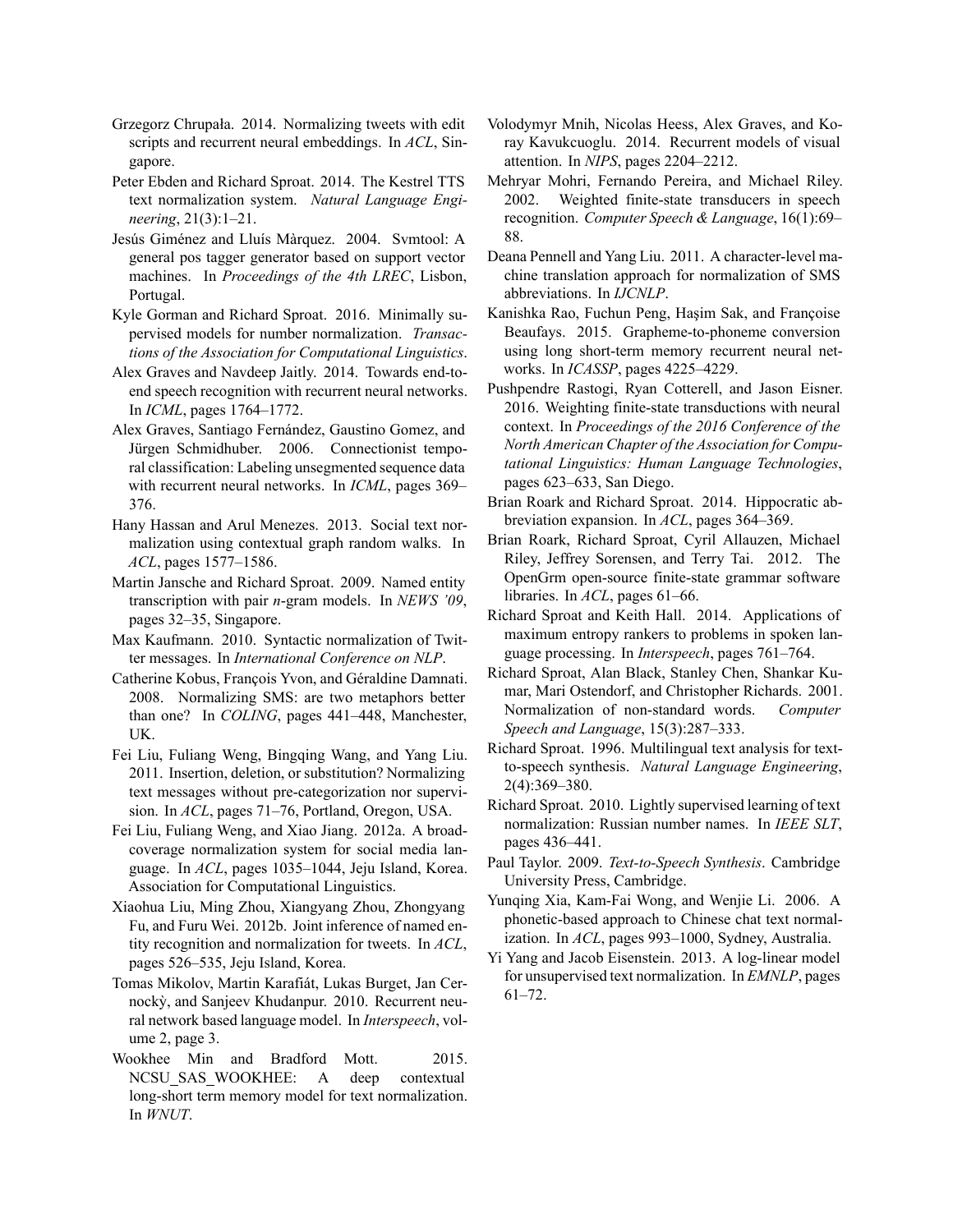Grzegorz Chrupała. 2014. Normalizing tweets with edit scripts and recurrent neural embeddings. In *ACL*, Singapore.

Peter Ebden and Richard Sproat. 2014. The Kestrel TTS text normalization system. *Natural Language Engineering*, 21(3):1–21.

Jesús Giménez and Lluís Màrquez. 2004. Svmtool: A general pos tagger generator based on support vector machines. In *Proceedings of the 4th LREC*, Lisbon, Portugal.

Kyle Gorman and Richard Sproat. 2016. Minimally supervised models for number normalization. *Transactions of the Association for Computational Linguistics*.

Alex Graves and Navdeep Jaitly. 2014. Towards end-to-end speech recognition with recurrent neural networks. In *ICML*, pages 1764–1772.

Alex Graves, Santiago Fernández, Gaustino Gomez, and Jürgen Schmidhuber. 2006. Connectionist temporal classification: Labeling unsegmented sequence data with recurrent neural networks. In *ICML*, pages 369–376.

Hany Hassan and Arul Menezes. 2013. Social text normalization using contextual graph random walks. In *ACL*, pages 1577–1586.

Martin Jansche and Richard Sproat. 2009. Named entity transcription with pair *n*-gram models. In *NEWS '09*, pages 32–35, Singapore.

Max Kaufmann. 2010. Syntactic normalization of Twitter messages. In *International Conference on NLP*.

Catherine Kobus, François Yvon, and Géraldine Damnati. 2008. Normalizing SMS: are two metaphors better than one? In *COLING*, pages 441–448, Manchester, UK.

Fei Liu, Fuliang Weng, Bingqing Wang, and Yang Liu. 2011. Insertion, deletion, or substitution? Normalizing text messages without pre-categorization nor supervision. In *ACL*, pages 71–76, Portland, Oregon, USA.

Fei Liu, Fuliang Weng, and Xiao Jiang. 2012a. A broad-coverage normalization system for social media language. In *ACL*, pages 1035–1044, Jeju Island, Korea. Association for Computational Linguistics.

Xiaohua Liu, Ming Zhou, Xiangyang Zhou, Zhongyang Fu, and Furu Wei. 2012b. Joint inference of named entity recognition and normalization for tweets. In *ACL*, pages 526–535, Jeju Island, Korea.

Tomas Mikolov, Martin Karafiát, Lukas Burget, Jan Cernockỳ, and Sanjeev Khudanpur. 2010. Recurrent neural network based language model. In *Interspeech*, volume 2, page 3.

Wookhee Min and Bradford Mott. 2015. NCSU_SAS_WOOKHEE: A deep contextual long-short term memory model for text normalization. In *WNUT*.

Volodymyr Mnih, Nicolas Heess, Alex Graves, and Koray Kavukcuoglu. 2014. Recurrent models of visual attention. In *NIPS*, pages 2204–2212.

Mehryar Mohri, Fernando Pereira, and Michael Riley. 2002. Weighted finite-state transducers in speech recognition. *Computer Speech & Language*, 16(1):69–88.

Deana Pennell and Yang Liu. 2011. A character-level machine translation approach for normalization of SMS abbreviations. In *IJCNLP*.

Kanishka Rao, Fuchun Peng, Haşim Sak, and Françoise Beaufays. 2015. Grapheme-to-phoneme conversion using long short-term memory recurrent neural networks. In *ICASSP*, pages 4225–4229.

Pushpendre Rastogi, Ryan Cotterell, and Jason Eisner. 2016. Weighting finite-state transductions with neural context. In *Proceedings of the 2016 Conference of the North American Chapter of the Association for Computational Linguistics: Human Language Technologies*, pages 623–633, San Diego.

Brian Roark and Richard Sproat. 2014. Hippocratic abbreviation expansion. In *ACL*, pages 364–369.

Brian Roark, Richard Sproat, Cyril Allauzen, Michael Riley, Jeffrey Sorensen, and Terry Tai. 2012. The OpenGrm open-source finite-state grammar software libraries. In *ACL*, pages 61–66.

Richard Sproat and Keith Hall. 2014. Applications of maximum entropy rankers to problems in spoken language processing. In *Interspeech*, pages 761–764.

Richard Sproat, Alan Black, Stanley Chen, Shankar Kumar, Mari Ostendorf, and Christopher Richards. 2001. Normalization of non-standard words. *Computer Speech and Language*, 15(3):287–333.

Richard Sproat. 1996. Multilingual text analysis for text-to-speech synthesis. *Natural Language Engineering*, 2(4):369–380.

Richard Sproat. 2010. Lightly supervised learning of text normalization: Russian number names. In *IEEE SLT*, pages 436–441.

Paul Taylor. 2009. *Text-to-Speech Synthesis*. Cambridge University Press, Cambridge.

Yunqing Xia, Kam-Fai Wong, and Wenjie Li. 2006. A phonetic-based approach to Chinese chat text normalization. In *ACL*, pages 993–1000, Sydney, Australia.

Yi Yang and Jacob Eisenstein. 2013. A log-linear model for unsupervised text normalization. In *EMNLP*, pages 61–72.